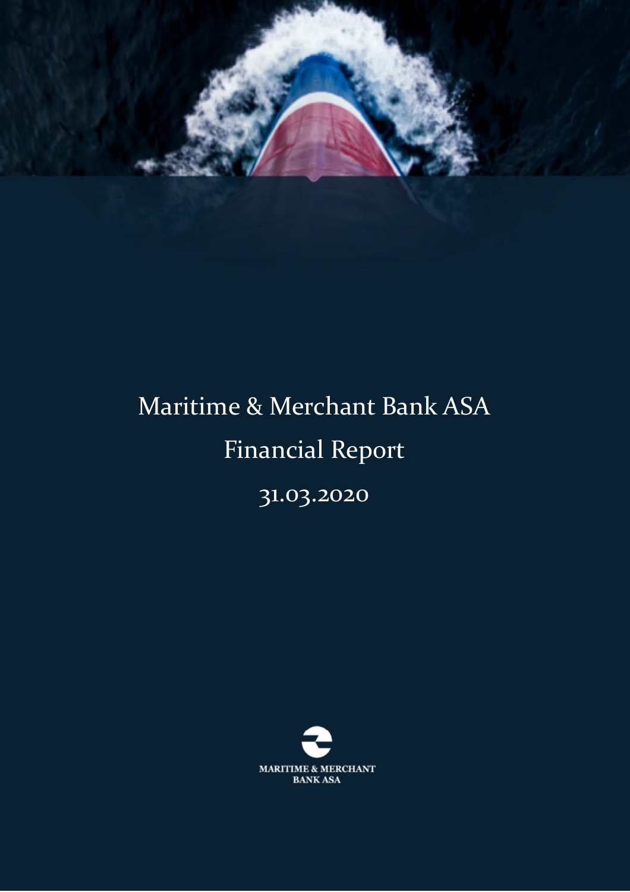# Maritime & Merchant Bank ASA

## Financial Report

## 31.03.2020

MARITIME & MERCHANT BANK ASA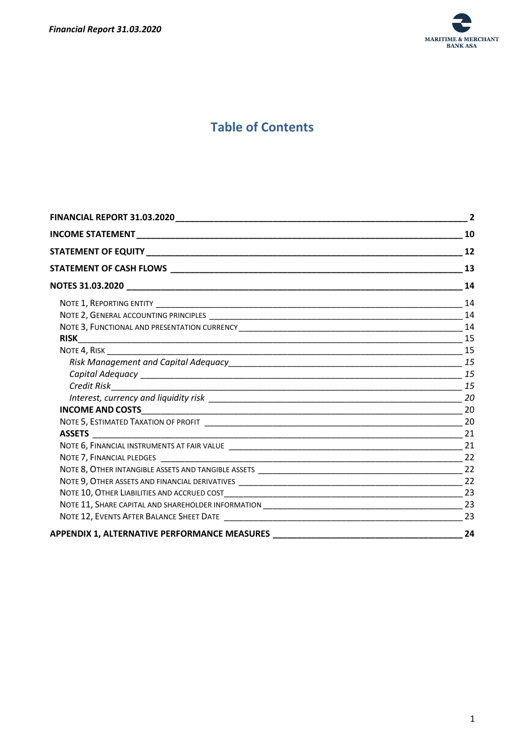# Table of Contents

| | |
|---|---|
| **FINANCIAL REPORT 31.03.2020** | **2** |
| **INCOME STATEMENT** | **10** |
| **STATEMENT OF EQUITY** | **12** |
| **STATEMENT OF CASH FLOWS** | **13** |
| **NOTES 31.03.2020** | **14** |
| NOTE 1, REPORTING ENTITY | 14 |
| NOTE 2, GENERAL ACCOUNTING PRINCIPLES | 14 |
| NOTE 3, FUNCTIONAL AND PRESENTATION CURRENCY | 14 |
| **RISK** | 15 |
| NOTE 4, RISK | 15 |
| *Risk Management and Capital Adequacy* | *15* |
| *Capital Adequacy* | *15* |
| *Credit Risk* | *15* |
| *Interest, currency and liquidity risk* | *20* |
| **INCOME AND COSTS** | 20 |
| NOTE 5, ESTIMATED TAXATION OF PROFIT | 20 |
| **ASSETS** | 21 |
| NOTE 6, FINANCIAL INSTRUMENTS AT FAIR VALUE | 21 |
| NOTE 7, FINANCIAL PLEDGES | 22 |
| NOTE 8, OTHER INTANGIBLE ASSETS AND TANGIBLE ASSETS | 22 |
| NOTE 9, OTHER ASSETS AND FINANCIAL DERIVATIVES | 22 |
| NOTE 10, OTHER LIABILITIES AND ACCRUED COST | 23 |
| NOTE 11, SHARE CAPITAL AND SHAREHOLDER INFORMATION | 23 |
| NOTE 12, EVENTS AFTER BALANCE SHEET DATE | 23 |
| **APPENDIX 1, ALTERNATIVE PERFORMANCE MEASURES** | **24** |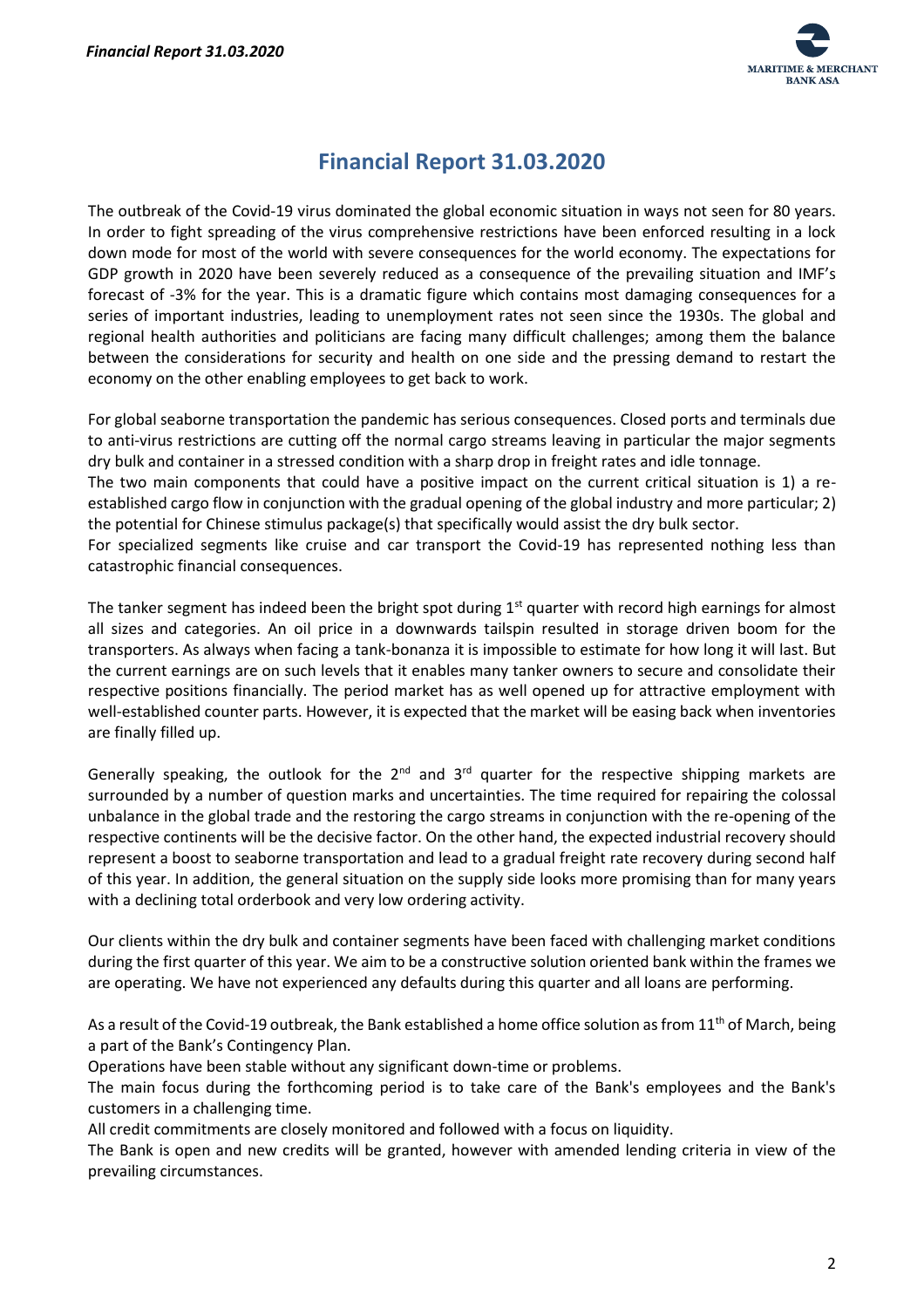# Financial Report 31.03.2020

The outbreak of the Covid-19 virus dominated the global economic situation in ways not seen for 80 years. In order to fight spreading of the virus comprehensive restrictions have been enforced resulting in a lock down mode for most of the world with severe consequences for the world economy. The expectations for GDP growth in 2020 have been severely reduced as a consequence of the prevailing situation and IMF's forecast of -3% for the year. This is a dramatic figure which contains most damaging consequences for a series of important industries, leading to unemployment rates not seen since the 1930s. The global and regional health authorities and politicians are facing many difficult challenges; among them the balance between the considerations for security and health on one side and the pressing demand to restart the economy on the other enabling employees to get back to work.

For global seaborne transportation the pandemic has serious consequences. Closed ports and terminals due to anti-virus restrictions are cutting off the normal cargo streams leaving in particular the major segments dry bulk and container in a stressed condition with a sharp drop in freight rates and idle tonnage.
The two main components that could have a positive impact on the current critical situation is 1) a re-established cargo flow in conjunction with the gradual opening of the global industry and more particular; 2) the potential for Chinese stimulus package(s) that specifically would assist the dry bulk sector.
For specialized segments like cruise and car transport the Covid-19 has represented nothing less than catastrophic financial consequences.

The tanker segment has indeed been the bright spot during 1st quarter with record high earnings for almost all sizes and categories. An oil price in a downwards tailspin resulted in storage driven boom for the transporters. As always when facing a tank-bonanza it is impossible to estimate for how long it will last. But the current earnings are on such levels that it enables many tanker owners to secure and consolidate their respective positions financially. The period market has as well opened up for attractive employment with well-established counter parts. However, it is expected that the market will be easing back when inventories are finally filled up.

Generally speaking, the outlook for the 2nd and 3rd quarter for the respective shipping markets are surrounded by a number of question marks and uncertainties. The time required for repairing the colossal unbalance in the global trade and the restoring the cargo streams in conjunction with the re-opening of the respective continents will be the decisive factor. On the other hand, the expected industrial recovery should represent a boost to seaborne transportation and lead to a gradual freight rate recovery during second half of this year. In addition, the general situation on the supply side looks more promising than for many years with a declining total orderbook and very low ordering activity.

Our clients within the dry bulk and container segments have been faced with challenging market conditions during the first quarter of this year. We aim to be a constructive solution oriented bank within the frames we are operating. We have not experienced any defaults during this quarter and all loans are performing.

As a result of the Covid-19 outbreak, the Bank established a home office solution as from 11th of March, being a part of the Bank's Contingency Plan.
Operations have been stable without any significant down-time or problems.
The main focus during the forthcoming period is to take care of the Bank's employees and the Bank's customers in a challenging time.
All credit commitments are closely monitored and followed with a focus on liquidity.
The Bank is open and new credits will be granted, however with amended lending criteria in view of the prevailing circumstances.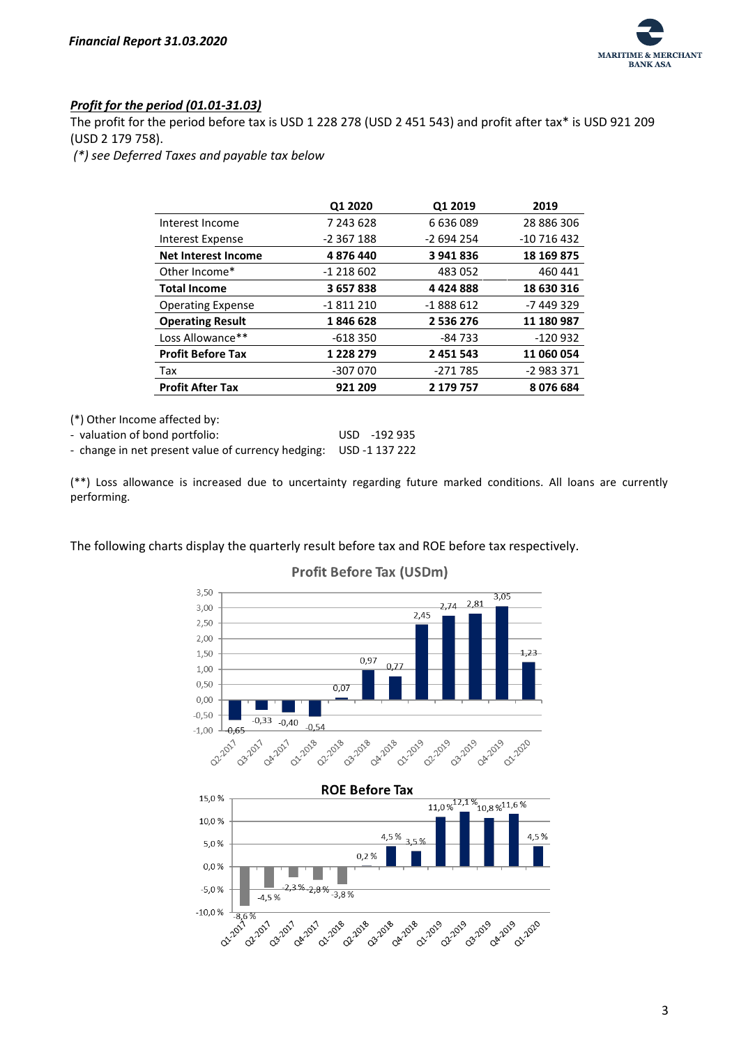***Profit for the period (01.01-31.03)***

The profit for the period before tax is USD 1 228 278 (USD 2 451 543) and profit after tax* is USD 921 209 (USD 2 179 758).

*(*) see Deferred Taxes and payable tax below*

| | Q1 2020 | Q1 2019 | 2019 |
|---|---|---|---|
| Interest Income | 7 243 628 | 6 636 089 | 28 886 306 |
| Interest Expense | -2 367 188 | -2 694 254 | -10 716 432 |
| **Net Interest Income** | **4 876 440** | **3 941 836** | **18 169 875** |
| Other Income* | -1 218 602 | 483 052 | 460 441 |
| **Total Income** | **3 657 838** | **4 424 888** | **18 630 316** |
| Operating Expense | -1 811 210 | -1 888 612 | -7 449 329 |
| **Operating Result** | **1 846 628** | **2 536 276** | **11 180 987** |
| Loss Allowance** | -618 350 | -84 733 | -120 932 |
| **Profit Before Tax** | **1 228 279** | **2 451 543** | **11 060 054** |
| Tax | -307 070 | -271 785 | -2 983 371 |
| **Profit After Tax** | **921 209** | **2 179 757** | **8 076 684** |

(*) Other Income affected by:

- valuation of bond portfolio: USD -192 935
- change in net present value of currency hedging: USD -1 137 222

(**) Loss allowance is increased due to uncertainty regarding future marked conditions. All loans are currently performing.

The following charts display the quarterly result before tax and ROE before tax respectively.

**Profit Before Tax (USDm)**

| Quarter | Profit Before Tax (USDm) |
|---|---|
| Q2-2017 | -0,65 |
| Q3-2017 | -0,33 |
| Q4-2017 | -0,40 |
| Q1-2018 | -0,54 |
| Q2-2018 | 0,07 |
| Q3-2018 | 0,97 |
| Q4-2018 | 0,77 |
| Q1-2019 | 2,45 |
| Q2-2019 | 2,74 |
| Q3-2019 | 2,81 |
| Q4-2019 | 3,05 |
| Q1-2020 | 1,23 |

**ROE Before Tax**

| Quarter | ROE Before Tax |
|---|---|
| Q1-2017 | -8,6 % |
| Q2-2017 | -4,5 % |
| Q3-2017 | -2,3 % |
| Q4-2017 | -2,8 % |
| Q1-2018 | -3,8 % |
| Q2-2018 | 0,2 % |
| Q3-2018 | 4,5 % |
| Q4-2018 | 3,5 % |
| Q1-2019 | 11,0 % |
| Q2-2019 | 12,1 % |
| Q3-2019 | 10,8 % |
| Q4-2019 | 11,6 % |
| Q1-2020 | 4,5 % |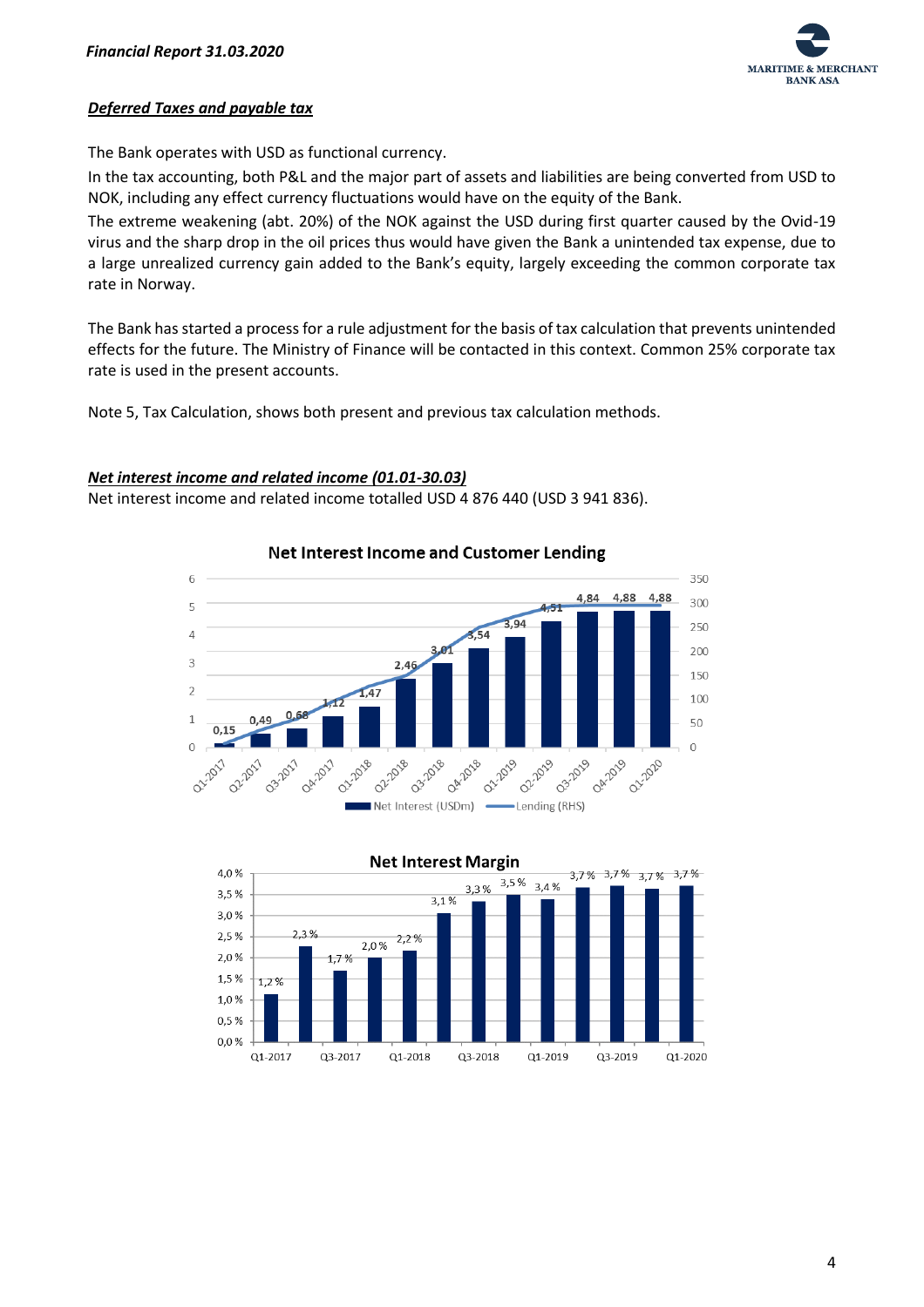### *Deferred Taxes and payable tax*

The Bank operates with USD as functional currency.

In the tax accounting, both P&L and the major part of assets and liabilities are being converted from USD to NOK, including any effect currency fluctuations would have on the equity of the Bank.

The extreme weakening (abt. 20%) of the NOK against the USD during first quarter caused by the Ovid-19 virus and the sharp drop in the oil prices thus would have given the Bank a unintended tax expense, due to a large unrealized currency gain added to the Bank's equity, largely exceeding the common corporate tax rate in Norway.

The Bank has started a process for a rule adjustment for the basis of tax calculation that prevents unintended effects for the future. The Ministry of Finance will be contacted in this context. Common 25% corporate tax rate is used in the present accounts.

Note 5, Tax Calculation, shows both present and previous tax calculation methods.

### *Net interest income and related income (01.01-30.03)*

Net interest income and related income totalled USD 4 876 440 (USD 3 941 836).

**Net Interest Income and Customer Lending**

| Quarter | Net Interest (USDm) |
|---|---|
| Q1-2017 | 0,15 |
| Q2-2017 | 0,49 |
| Q3-2017 | 0,68 |
| Q4-2017 | 1,12 |
| Q1-2018 | 1,47 |
| Q2-2018 | 2,46 |
| Q3-2018 | 3,01 |
| Q4-2018 | 3,54 |
| Q1-2019 | 3,94 |
| Q2-2019 | 4,51 |
| Q3-2019 | 4,84 |
| Q4-2019 | 4,88 |
| Q1-2020 | 4,88 |

**Net Interest Margin**

| Quarter | Net Interest Margin |
|---|---|
| Q1-2017 | 1,2 % |
| Q2-2017 | 2,3 % |
| Q3-2017 | 1,7 % |
| Q4-2017 | 2,0 % |
| Q1-2018 | 2,2 % |
| Q2-2018 | 3,1 % |
| Q3-2018 | 3,3 % |
| Q4-2018 | 3,5 % |
| Q1-2019 | 3,4 % |
| Q2-2019 | 3,7 % |
| Q3-2019 | 3,7 % |
| Q4-2019 | 3,7 % |
| Q1-2020 | 3,7 % |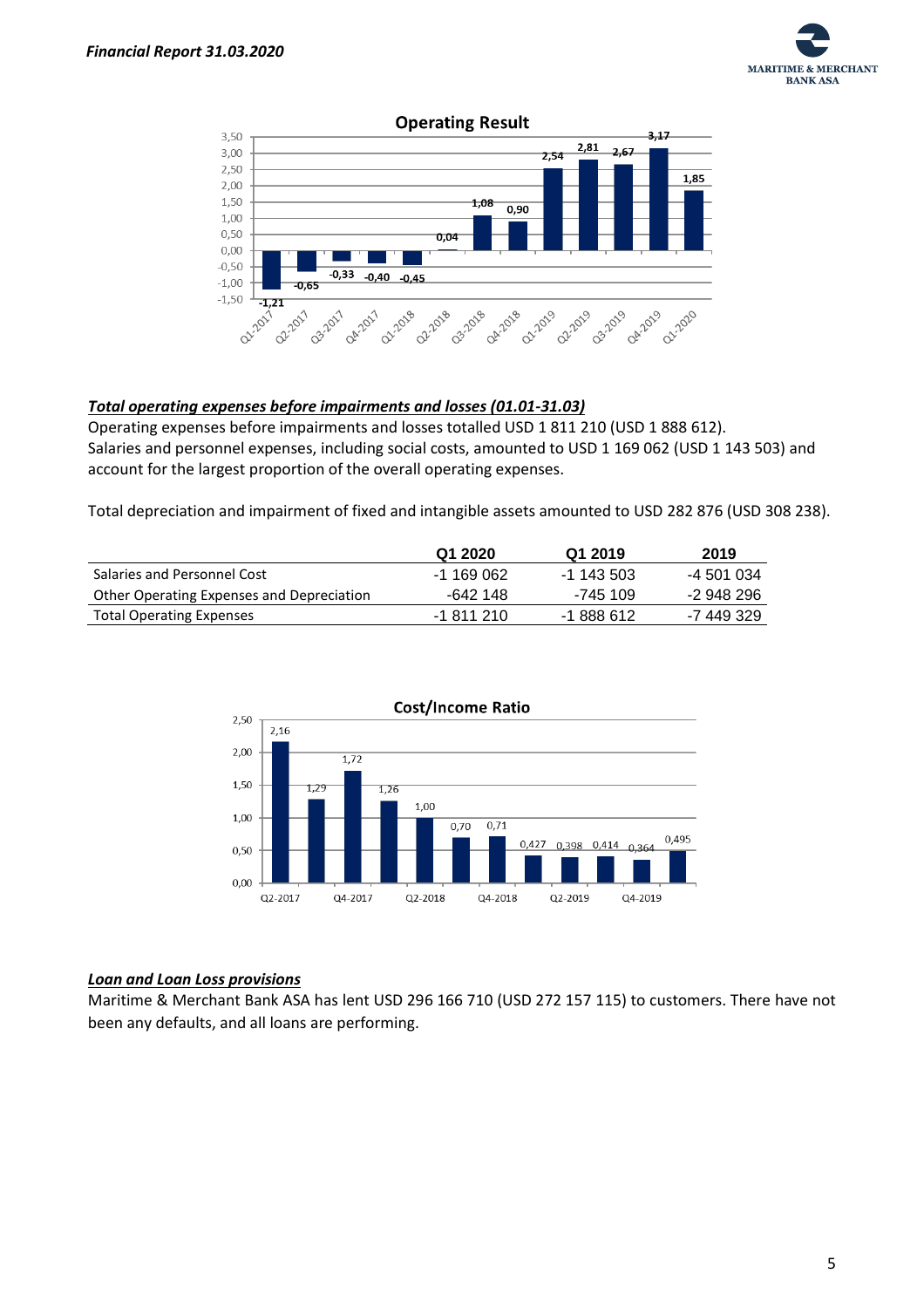**Operating Result**

| Quarter | Value |
|---|---|
| Q1-2017 | -1,21 |
| Q2-2017 | -0,65 |
| Q3-2017 | -0,33 |
| Q4-2017 | -0,40 |
| Q1-2018 | -0,45 |
| Q2-2018 | 0,04 |
| Q3-2018 | 1,08 |
| Q4-2018 | 0,90 |
| Q1-2019 | 2,54 |
| Q2-2019 | 2,81 |
| Q3-2019 | 2,67 |
| Q4-2019 | 3,17 |
| Q1-2020 | 1,85 |

### *Total operating expenses before impairments and losses (01.01-31.03)*

Operating expenses before impairments and losses totalled USD 1 811 210 (USD 1 888 612). Salaries and personnel expenses, including social costs, amounted to USD 1 169 062 (USD 1 143 503) and account for the largest proportion of the overall operating expenses.

Total depreciation and impairment of fixed and intangible assets amounted to USD 282 876 (USD 308 238).

| | Q1 2020 | Q1 2019 | 2019 |
|---|---|---|---|
| Salaries and Personnel Cost | -1 169 062 | -1 143 503 | -4 501 034 |
| Other Operating Expenses and Depreciation | -642 148 | -745 109 | -2 948 296 |
| Total Operating Expenses | -1 811 210 | -1 888 612 | -7 449 329 |

**Cost/Income Ratio**

| Quarter | Value |
|---|---|
| Q2-2017 | 2,16 |
| Q3-2017 | 1,29 |
| Q4-2017 | 1,72 |
| Q1-2018 | 1,26 |
| Q2-2018 | 1,00 |
| Q3-2018 | 0,70 |
| Q4-2018 | 0,71 |
| Q1-2019 | 0,427 |
| Q2-2019 | 0,398 |
| Q3-2019 | 0,414 |
| Q4-2019 | 0,364 |
| Q1-2020 | 0,495 |

### *Loan and Loan Loss provisions*

Maritime & Merchant Bank ASA has lent USD 296 166 710 (USD 272 157 115) to customers. There have not been any defaults, and all loans are performing.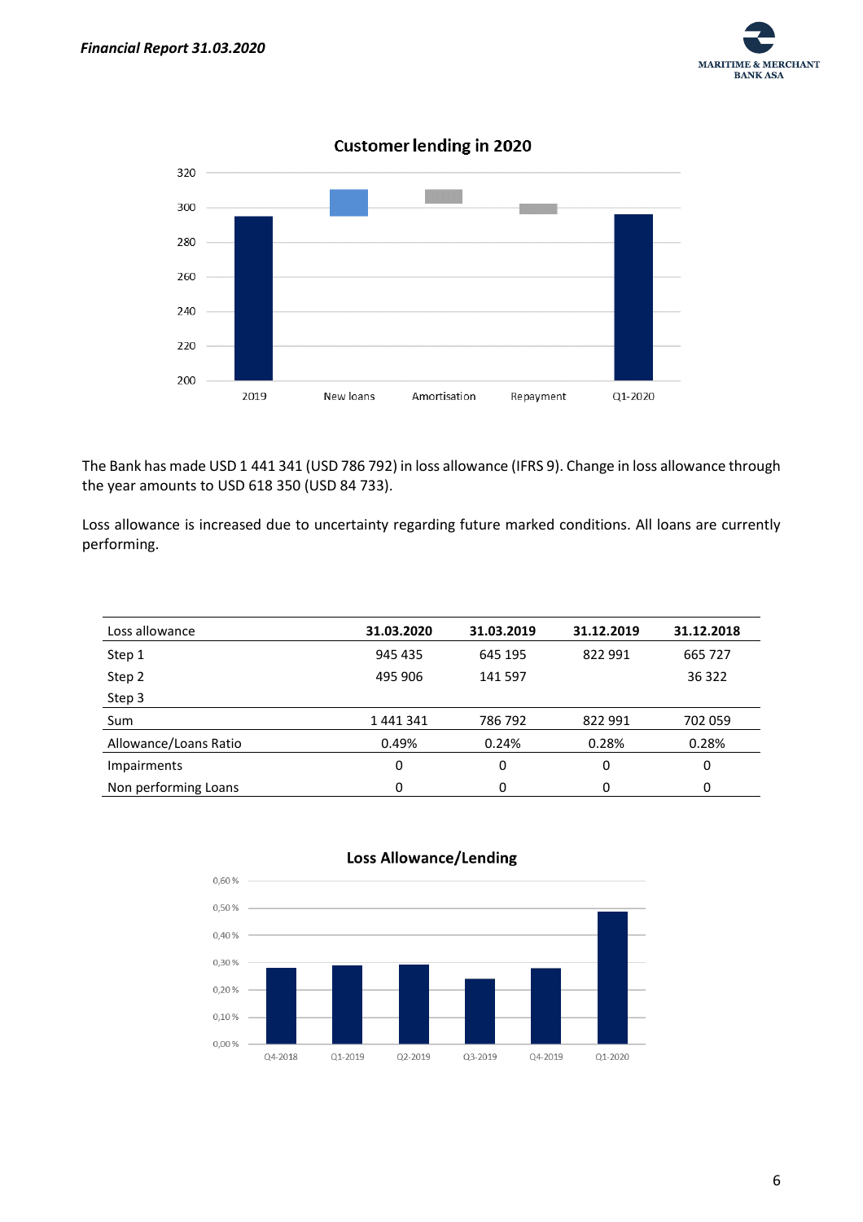**Customer lending in 2020**

The Bank has made USD 1 441 341 (USD 786 792) in loss allowance (IFRS 9). Change in loss allowance through the year amounts to USD 618 350 (USD 84 733).

Loss allowance is increased due to uncertainty regarding future marked conditions. All loans are currently performing.

| Loss allowance | 31.03.2020 | 31.03.2019 | 31.12.2019 | 31.12.2018 |
|---|---|---|---|---|
| Step 1 | 945 435 | 645 195 | 822 991 | 665 727 |
| Step 2 | 495 906 | 141 597 | | 36 322 |
| Step 3 | | | | |
| Sum | 1 441 341 | 786 792 | 822 991 | 702 059 |
| Allowance/Loans Ratio | 0.49% | 0.24% | 0.28% | 0.28% |
| Impairments | 0 | 0 | 0 | 0 |
| Non performing Loans | 0 | 0 | 0 | 0 |

**Loss Allowance/Lending**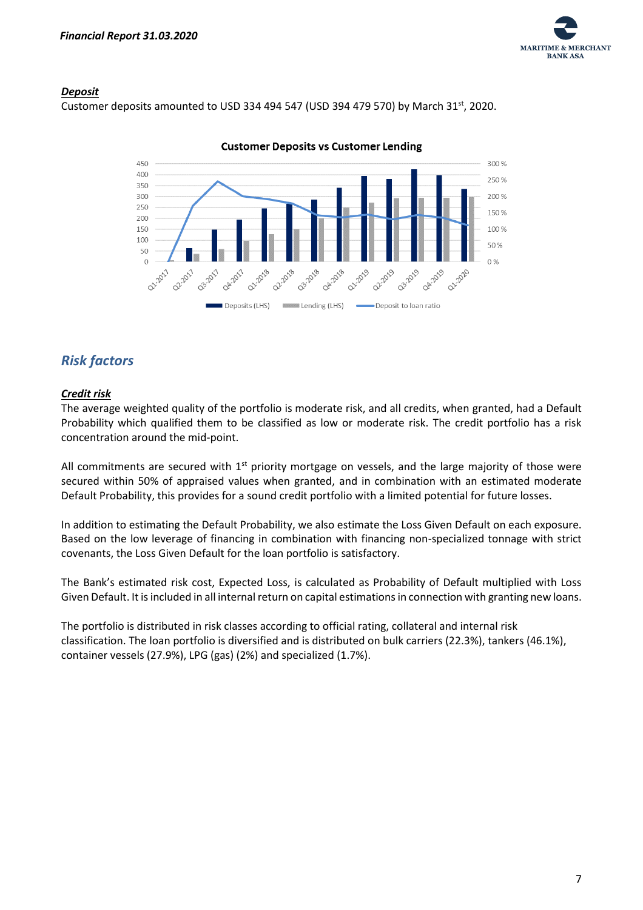### Deposit

Customer deposits amounted to USD 334 494 547 (USD 394 479 570) by March 31st, 2020.

**Customer Deposits vs Customer Lending**

## Risk factors

### Credit risk

The average weighted quality of the portfolio is moderate risk, and all credits, when granted, had a Default Probability which qualified them to be classified as low or moderate risk. The credit portfolio has a risk concentration around the mid-point.

All commitments are secured with 1st priority mortgage on vessels, and the large majority of those were secured within 50% of appraised values when granted, and in combination with an estimated moderate Default Probability, this provides for a sound credit portfolio with a limited potential for future losses.

In addition to estimating the Default Probability, we also estimate the Loss Given Default on each exposure. Based on the low leverage of financing in combination with financing non-specialized tonnage with strict covenants, the Loss Given Default for the loan portfolio is satisfactory.

The Bank's estimated risk cost, Expected Loss, is calculated as Probability of Default multiplied with Loss Given Default. It is included in all internal return on capital estimations in connection with granting new loans.

The portfolio is distributed in risk classes according to official rating, collateral and internal risk classification. The loan portfolio is diversified and is distributed on bulk carriers (22.3%), tankers (46.1%), container vessels (27.9%), LPG (gas) (2%) and specialized (1.7%).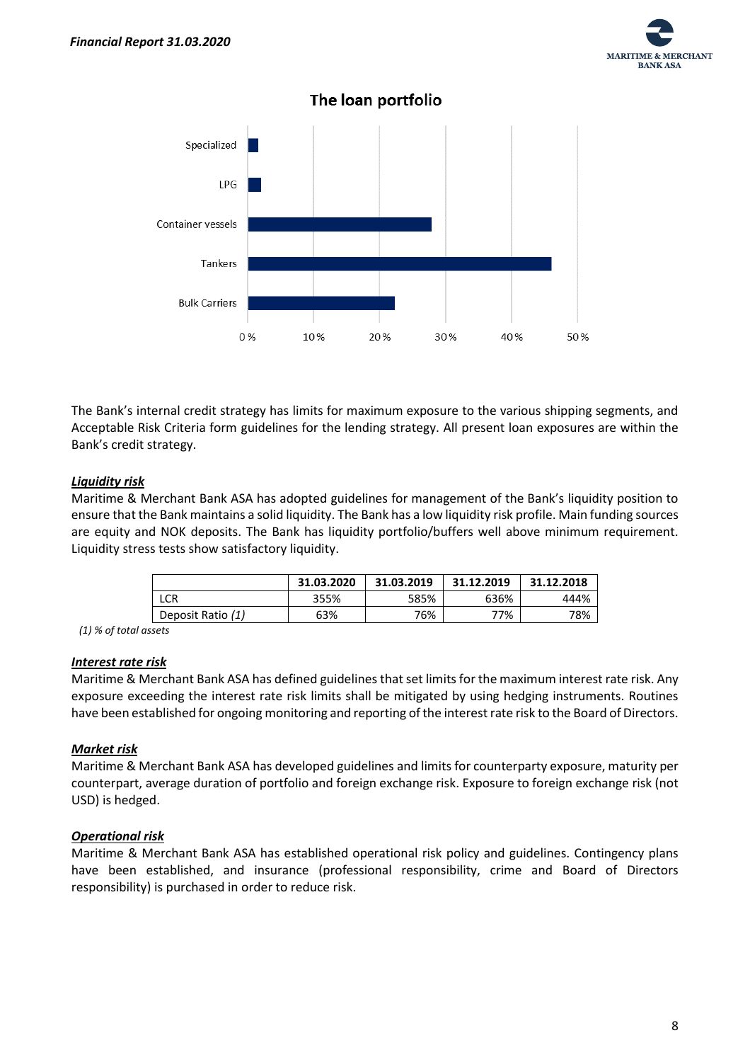## The loan portfolio

The Bank's internal credit strategy has limits for maximum exposure to the various shipping segments, and Acceptable Risk Criteria form guidelines for the lending strategy. All present loan exposures are within the Bank's credit strategy.

***Liquidity risk***

Maritime & Merchant Bank ASA has adopted guidelines for management of the Bank's liquidity position to ensure that the Bank maintains a solid liquidity. The Bank has a low liquidity risk profile. Main funding sources are equity and NOK deposits. The Bank has liquidity portfolio/buffers well above minimum requirement. Liquidity stress tests show satisfactory liquidity.

| | 31.03.2020 | 31.03.2019 | 31.12.2019 | 31.12.2018 |
|---|---|---|---|---|
| LCR | 355% | 585% | 636% | 444% |
| Deposit Ratio *(1)* | 63% | 76% | 77% | 78% |

*(1) % of total assets*

***Interest rate risk***

Maritime & Merchant Bank ASA has defined guidelines that set limits for the maximum interest rate risk. Any exposure exceeding the interest rate risk limits shall be mitigated by using hedging instruments. Routines have been established for ongoing monitoring and reporting of the interest rate risk to the Board of Directors.

***Market risk***

Maritime & Merchant Bank ASA has developed guidelines and limits for counterparty exposure, maturity per counterpart, average duration of portfolio and foreign exchange risk. Exposure to foreign exchange risk (not USD) is hedged.

***Operational risk***

Maritime & Merchant Bank ASA has established operational risk policy and guidelines. Contingency plans have been established, and insurance (professional responsibility, crime and Board of Directors responsibility) is purchased in order to reduce risk.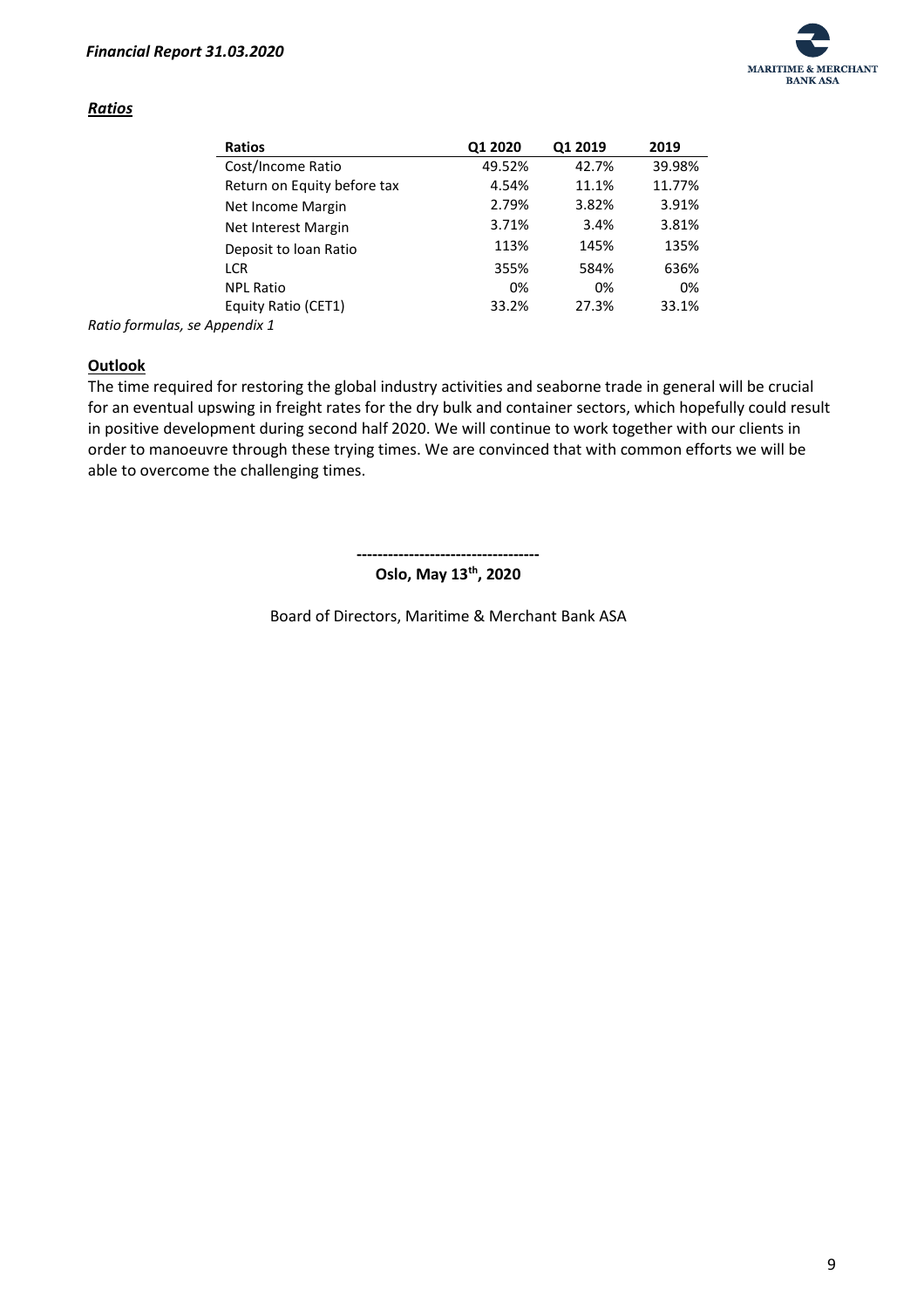***Ratios***

| Ratios | Q1 2020 | Q1 2019 | 2019 |
|---|---|---|---|
| Cost/Income Ratio | 49.52% | 42.7% | 39.98% |
| Return on Equity before tax | 4.54% | 11.1% | 11.77% |
| Net Income Margin | 2.79% | 3.82% | 3.91% |
| Net Interest Margin | 3.71% | 3.4% | 3.81% |
| Deposit to loan Ratio | 113% | 145% | 135% |
| LCR | 355% | 584% | 636% |
| NPL Ratio | 0% | 0% | 0% |
| Equity Ratio (CET1) | 33.2% | 27.3% | 33.1% |

*Ratio formulas, se Appendix 1*

**Outlook**

The time required for restoring the global industry activities and seaborne trade in general will be crucial for an eventual upswing in freight rates for the dry bulk and container sectors, which hopefully could result in positive development during second half 2020. We will continue to work together with our clients in order to manoeuvre through these trying times. We are convinced that with common efforts we will be able to overcome the challenging times.

**Oslo, May 13th, 2020**

Board of Directors, Maritime & Merchant Bank ASA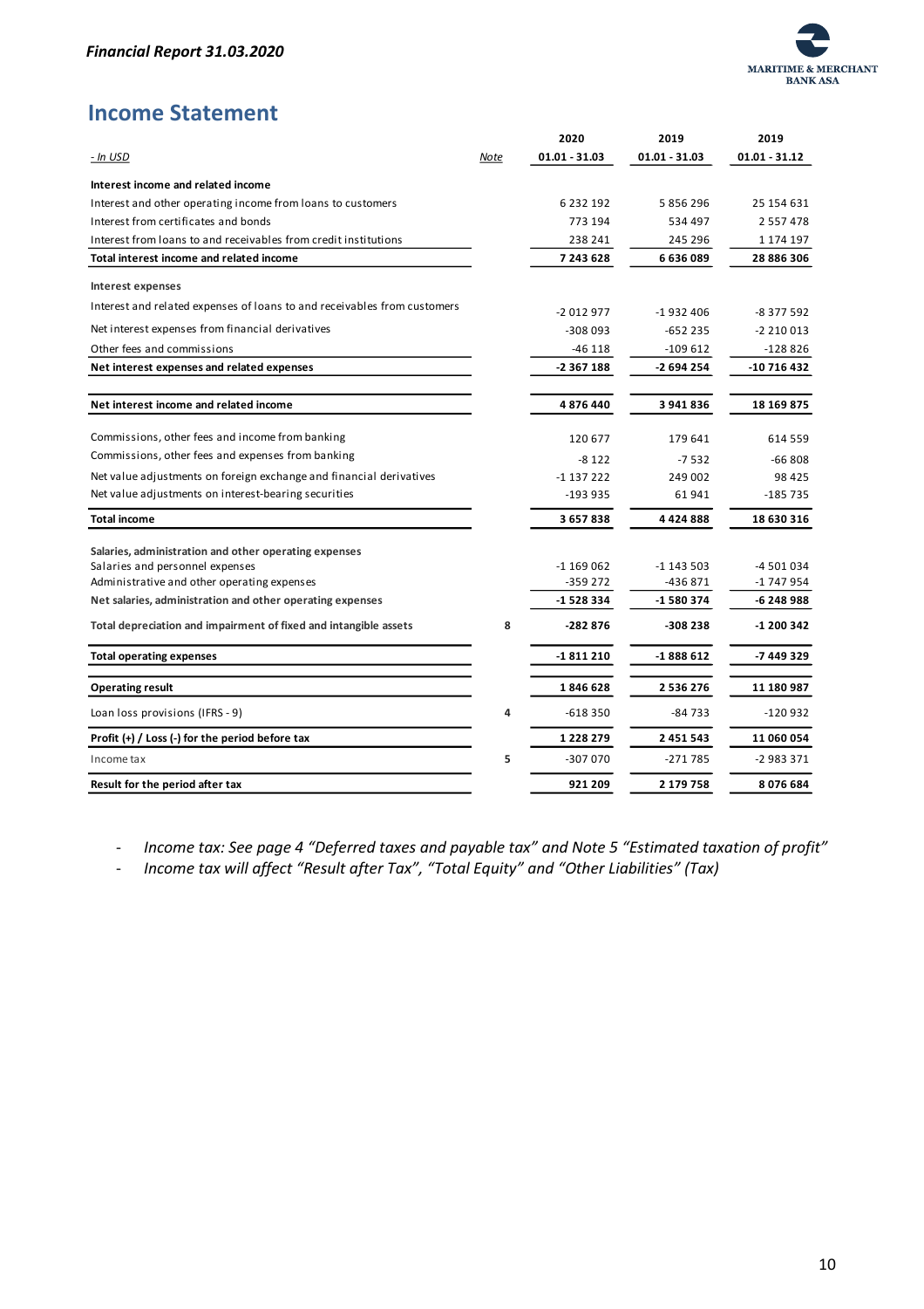## Income Statement

| - In USD | Note | 2020<br>01.01 - 31.03 | 2019<br>01.01 - 31.03 | 2019<br>01.01 - 31.12 |
|---|---|---|---|---|
| **Interest income and related income** | | | | |
| Interest and other operating income from loans to customers | | 6 232 192 | 5 856 296 | 25 154 631 |
| Interest from certificates and bonds | | 773 194 | 534 497 | 2 557 478 |
| Interest from loans to and receivables from credit institutions | | 238 241 | 245 296 | 1 174 197 |
| **Total interest income and related income** | | **7 243 628** | **6 636 089** | **28 886 306** |
| **Interest expenses** | | | | |
| Interest and related expenses of loans to and receivables from customers | | -2 012 977 | -1 932 406 | -8 377 592 |
| Net interest expenses from financial derivatives | | -308 093 | -652 235 | -2 210 013 |
| Other fees and commissions | | -46 118 | -109 612 | -128 826 |
| **Net interest expenses and related expenses** | | **-2 367 188** | **-2 694 254** | **-10 716 432** |
| **Net interest income and related income** | | **4 876 440** | **3 941 836** | **18 169 875** |
| Commissions, other fees and income from banking | | 120 677 | 179 641 | 614 559 |
| Commissions, other fees and expenses from banking | | -8 122 | -7 532 | -66 808 |
| Net value adjustments on foreign exchange and financial derivatives | | -1 137 222 | 249 002 | 98 425 |
| Net value adjustments on interest-bearing securities | | -193 935 | 61 941 | -185 735 |
| **Total income** | | **3 657 838** | **4 424 888** | **18 630 316** |
| **Salaries, administration and other operating expenses** | | | | |
| Salaries and personnel expenses | | -1 169 062 | -1 143 503 | -4 501 034 |
| Administrative and other operating expenses | | -359 272 | -436 871 | -1 747 954 |
| **Net salaries, administration and other operating expenses** | | **-1 528 334** | **-1 580 374** | **-6 248 988** |
| **Total depreciation and impairment of fixed and intangible assets** | 8 | **-282 876** | **-308 238** | **-1 200 342** |
| **Total operating expenses** | | **-1 811 210** | **-1 888 612** | **-7 449 329** |
| **Operating result** | | **1 846 628** | **2 536 276** | **11 180 987** |
| Loan loss provisions (IFRS - 9) | 4 | -618 350 | -84 733 | -120 932 |
| **Profit (+) / Loss (-) for the period before tax** | | **1 228 279** | **2 451 543** | **11 060 054** |
| Income tax | 5 | -307 070 | -271 785 | -2 983 371 |
| **Result for the period after tax** | | **921 209** | **2 179 758** | **8 076 684** |

- *Income tax: See page 4 "Deferred taxes and payable tax" and Note 5 "Estimated taxation of profit"*
- *Income tax will affect "Result after Tax", "Total Equity" and "Other Liabilities" (Tax)*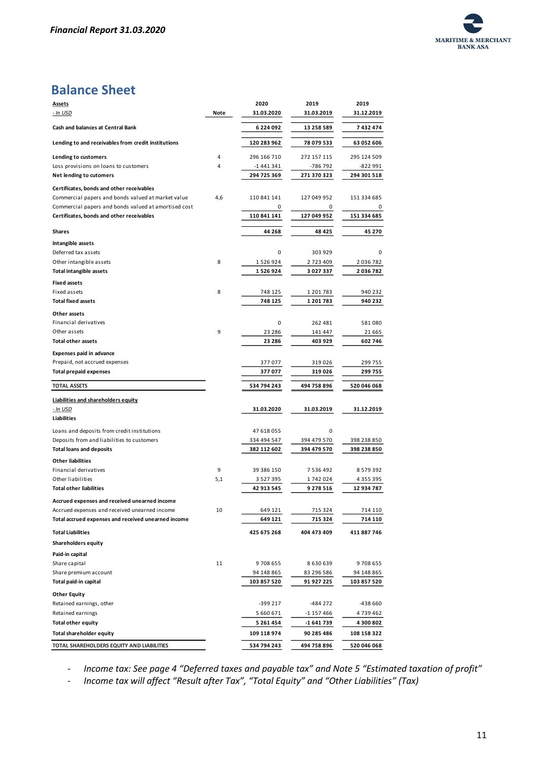## Balance Sheet

| Assets<br>- In USD | Note | 2020<br>31.03.2020 | 2019<br>31.03.2019 | 2019<br>31.12.2019 |
|---|---|---|---|---|
| **Cash and balances at Central Bank** | | **6 224 092** | **13 258 589** | **7 432 474** |
| **Lending to and receivables from credit institutions** | | **120 283 962** | **78 079 533** | **63 052 606** |
| **Lending to customers** | 4 | 296 166 710 | 272 157 115 | 295 124 509 |
| Loss provisions on loans to customers | 4 | -1 441 341 | -786 792 | -822 991 |
| **Net lending to cutomers** | | **294 725 369** | **271 370 323** | **294 301 518** |
| **Certificates, bonds and other receivables** | | | | |
| Commercial papers and bonds valued at market value | 4,6 | 110 841 141 | 127 049 952 | 151 334 685 |
| Commercial papers and bonds valued at amortised cost | | 0 | 0 | 0 |
| **Certificates, bonds and other receivables** | | **110 841 141** | **127 049 952** | **151 334 685** |
| **Shares** | | **44 268** | **48 425** | **45 270** |
| **Intangible assets** | | | | |
| Deferred tax assets | | 0 | 303 929 | 0 |
| Other intangible assets | 8 | 1 526 924 | 2 723 409 | 2 036 782 |
| **Total intangible assets** | | **1 526 924** | **3 027 337** | **2 036 782** |
| **Fixed assets** | | | | |
| Fixed assets | 8 | 748 125 | 1 201 783 | 940 232 |
| **Total fixed assets** | | **748 125** | **1 201 783** | **940 232** |
| **Other assets** | | | | |
| Financial derivatives | | 0 | 262 481 | 581 080 |
| Other assets | 9 | 23 286 | 141 447 | 21 665 |
| **Total other assets** | | **23 286** | **403 929** | **602 746** |
| **Expenses paid in advance** | | | | |
| Prepaid, not accrued expenses | | 377 077 | 319 026 | 299 755 |
| **Total prepaid expenses** | | **377 077** | **319 026** | **299 755** |
| **TOTAL ASSETS** | | **534 794 243** | **494 758 896** | **520 046 068** |

| Liabilities and shareholders equity<br>- In USD | Note | 31.03.2020 | 31.03.2019 | 31.12.2019 |
|---|---|---|---|---|
| **Liabilities** | | | | |
| Loans and deposits from credit institutions | | 47 618 055 | 0 | |
| Deposits from and liabilities to customers | | 334 494 547 | 394 479 570 | 398 238 850 |
| **Total loans and deposits** | | **382 112 602** | **394 479 570** | **398 238 850** |
| **Other liabilities** | | | | |
| Financial derivatives | 9 | 39 386 150 | 7 536 492 | 8 579 392 |
| Other liabilities | 5,1 | 3 527 395 | 1 742 024 | 4 355 395 |
| **Total other liabilities** | | **42 913 545** | **9 278 516** | **12 934 787** |
| **Accrued expenses and received unearned income** | | | | |
| Accrued expenses and received unearned income | 10 | 649 121 | 715 324 | 714 110 |
| **Total accrued expenses and received unearned income** | | **649 121** | **715 324** | **714 110** |
| **Total Liabilities** | | **425 675 268** | **404 473 409** | **411 887 746** |
| **Shareholders equity** | | | | |
| **Paid-in capital** | | | | |
| Share capital | 11 | 9 708 655 | 8 630 639 | 9 708 655 |
| Share premium account | | 94 148 865 | 83 296 586 | 94 148 865 |
| **Total paid-in capital** | | **103 857 520** | **91 927 225** | **103 857 520** |
| **Other Equity** | | | | |
| Retained earnings, other | | -399 217 | -484 272 | -438 660 |
| Retained earnings | | 5 660 671 | -1 157 466 | 4 739 462 |
| **Total other equity** | | **5 261 454** | **-1 641 739** | **4 300 802** |
| **Total shareholder equity** | | **109 118 974** | **90 285 486** | **108 158 322** |
| **TOTAL SHAREHOLDERS EQUITY AND LIABILITIES** | | **534 794 243** | **494 758 896** | **520 046 068** |

- *Income tax: See page 4 "Deferred taxes and payable tax" and Note 5 "Estimated taxation of profit"*
- *Income tax will affect "Result after Tax", "Total Equity" and "Other Liabilities" (Tax)*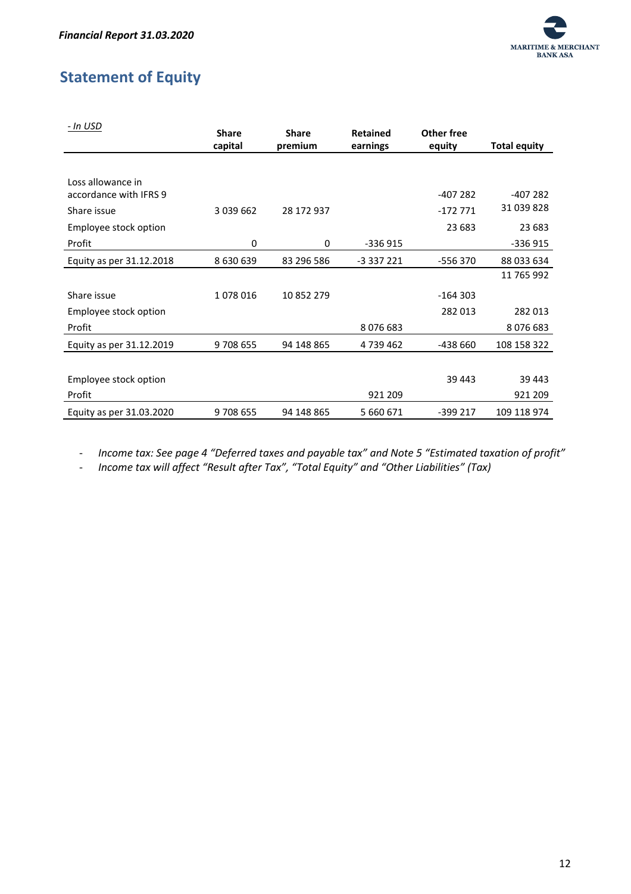## Statement of Equity

| *- In USD* | Share capital | Share premium | Retained earnings | Other free equity | Total equity |
|---|---|---|---|---|---|
| Loss allowance in accordance with IFRS 9 | | | | -407 282 | -407 282 |
| Share issue | 3 039 662 | 28 172 937 | | -172 771 | 31 039 828 |
| Employee stock option | | | | 23 683 | 23 683 |
| Profit | 0 | 0 | -336 915 | | -336 915 |
| Equity as per 31.12.2018 | 8 630 639 | 83 296 586 | -3 337 221 | -556 370 | 88 033 634 |
| | | | | | 11 765 992 |
| Share issue | 1 078 016 | 10 852 279 | | -164 303 | |
| Employee stock option | | | | 282 013 | 282 013 |
| Profit | | | 8 076 683 | | 8 076 683 |
| Equity as per 31.12.2019 | 9 708 655 | 94 148 865 | 4 739 462 | -438 660 | 108 158 322 |
| Employee stock option | | | | 39 443 | 39 443 |
| Profit | | | 921 209 | | 921 209 |
| Equity as per 31.03.2020 | 9 708 655 | 94 148 865 | 5 660 671 | -399 217 | 109 118 974 |

- *Income tax: See page 4 "Deferred taxes and payable tax" and Note 5 "Estimated taxation of profit"*
- *Income tax will affect "Result after Tax", "Total Equity" and "Other Liabilities" (Tax)*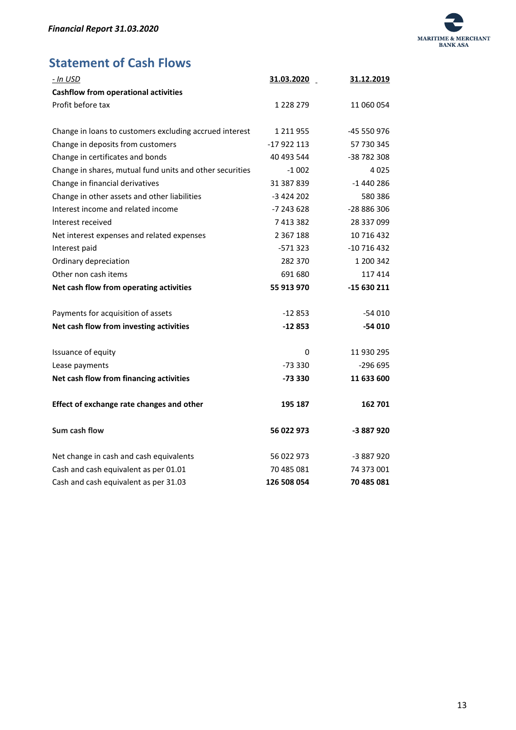## Statement of Cash Flows

| *- In USD* | **31.03.2020** | **31.12.2019** |
|---|---|---|
| **Cashflow from operational activities** | | |
| Profit before tax | 1 228 279 | 11 060 054 |
| | | |
| Change in loans to customers excluding accrued interest | 1 211 955 | -45 550 976 |
| Change in deposits from customers | -17 922 113 | 57 730 345 |
| Change in certificates and bonds | 40 493 544 | -38 782 308 |
| Change in shares, mutual fund units and other securities | -1 002 | 4 025 |
| Change in financial derivatives | 31 387 839 | -1 440 286 |
| Change in other assets and other liabilities | -3 424 202 | 580 386 |
| Interest income and related income | -7 243 628 | -28 886 306 |
| Interest received | 7 413 382 | 28 337 099 |
| Net interest expenses and related expenses | 2 367 188 | 10 716 432 |
| Interest paid | -571 323 | -10 716 432 |
| Ordinary depreciation | 282 370 | 1 200 342 |
| Other non cash items | 691 680 | 117 414 |
| **Net cash flow from operating activities** | **55 913 970** | **-15 630 211** |
| | | |
| Payments for acquisition of assets | -12 853 | -54 010 |
| **Net cash flow from investing activities** | **-12 853** | **-54 010** |
| | | |
| Issuance of equity | 0 | 11 930 295 |
| Lease payments | -73 330 | -296 695 |
| **Net cash flow from financing activities** | **-73 330** | **11 633 600** |
| | | |
| **Effect of exchange rate changes and other** | **195 187** | **162 701** |
| | | |
| **Sum cash flow** | **56 022 973** | **-3 887 920** |
| | | |
| Net change in cash and cash equivalents | 56 022 973 | -3 887 920 |
| Cash and cash equivalent as per 01.01 | 70 485 081 | 74 373 001 |
| Cash and cash equivalent as per 31.03 | **126 508 054** | **70 485 081** |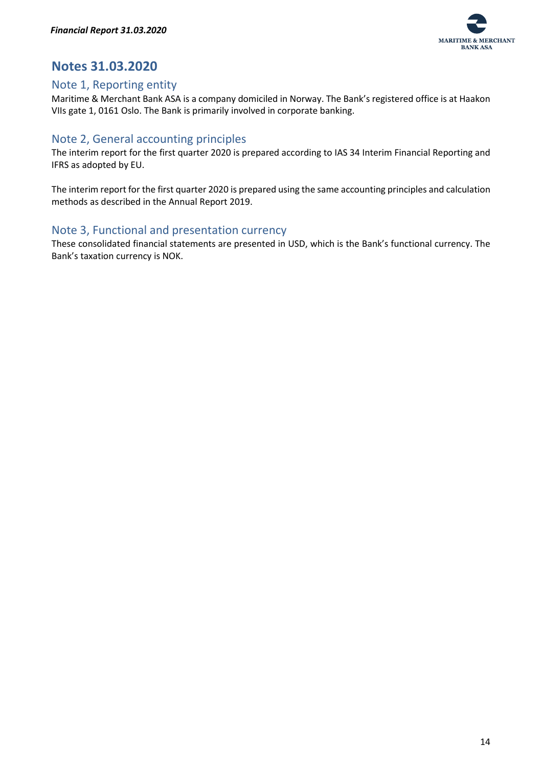# Notes 31.03.2020

## Note 1, Reporting entity

Maritime & Merchant Bank ASA is a company domiciled in Norway. The Bank's registered office is at Haakon VIIs gate 1, 0161 Oslo. The Bank is primarily involved in corporate banking.

## Note 2, General accounting principles

The interim report for the first quarter 2020 is prepared according to IAS 34 Interim Financial Reporting and IFRS as adopted by EU.

The interim report for the first quarter 2020 is prepared using the same accounting principles and calculation methods as described in the Annual Report 2019.

## Note 3, Functional and presentation currency

These consolidated financial statements are presented in USD, which is the Bank's functional currency. The Bank's taxation currency is NOK.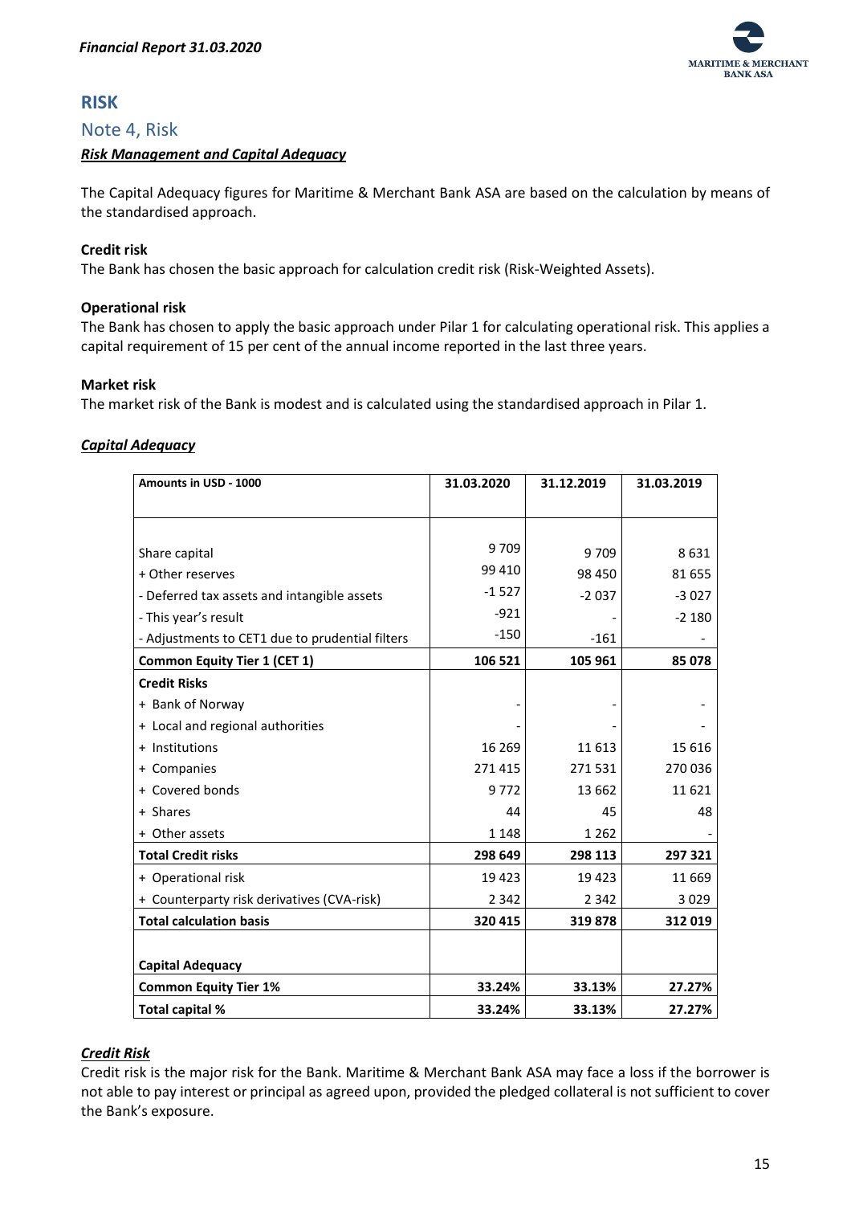# RISK

## Note 4, Risk

***Risk Management and Capital Adequacy***

The Capital Adequacy figures for Maritime & Merchant Bank ASA are based on the calculation by means of the standardised approach.

**Credit risk**
The Bank has chosen the basic approach for calculation credit risk (Risk-Weighted Assets).

**Operational risk**
The Bank has chosen to apply the basic approach under Pilar 1 for calculating operational risk. This applies a capital requirement of 15 per cent of the annual income reported in the last three years.

**Market risk**
The market risk of the Bank is modest and is calculated using the standardised approach in Pilar 1.

***Capital Adequacy***

| Amounts in USD - 1000 | 31.03.2020 | 31.12.2019 | 31.03.2019 |
|---|---|---|---|
| Share capital | 9 709 | 9 709 | 8 631 |
| + Other reserves | 99 410 | 98 450 | 81 655 |
| - Deferred tax assets and intangible assets | -1 527 | -2 037 | -3 027 |
| - This year's result | -921 | - | -2 180 |
| - Adjustments to CET1 due to prudential filters | -150 | -161 | - |
| **Common Equity Tier 1 (CET 1)** | **106 521** | **105 961** | **85 078** |
| **Credit Risks** | | | |
| + Bank of Norway | - | - | - |
| + Local and regional authorities | - | - | - |
| + Institutions | 16 269 | 11 613 | 15 616 |
| + Companies | 271 415 | 271 531 | 270 036 |
| + Covered bonds | 9 772 | 13 662 | 11 621 |
| + Shares | 44 | 45 | 48 |
| + Other assets | 1 148 | 1 262 | - |
| **Total Credit risks** | **298 649** | **298 113** | **297 321** |
| + Operational risk | 19 423 | 19 423 | 11 669 |
| + Counterparty risk derivatives (CVA-risk) | 2 342 | 2 342 | 3 029 |
| **Total calculation basis** | **320 415** | **319 878** | **312 019** |
| **Capital Adequacy** | | | |
| **Common Equity Tier 1%** | **33.24%** | **33.13%** | **27.27%** |
| **Total capital %** | **33.24%** | **33.13%** | **27.27%** |

***Credit Risk***

Credit risk is the major risk for the Bank. Maritime & Merchant Bank ASA may face a loss if the borrower is not able to pay interest or principal as agreed upon, provided the pledged collateral is not sufficient to cover the Bank's exposure.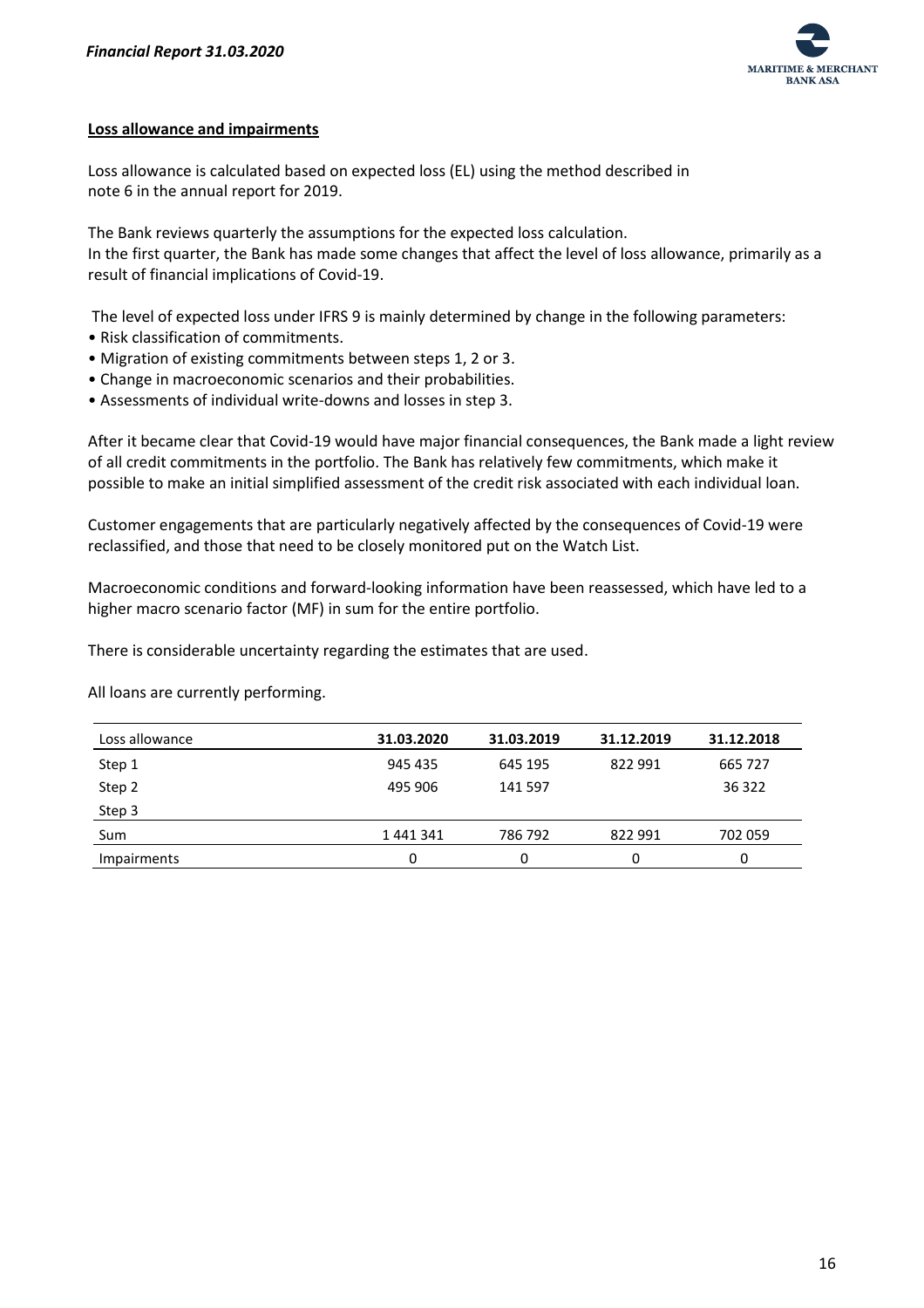**Loss allowance and impairments**

Loss allowance is calculated based on expected loss (EL) using the method described in note 6 in the annual report for 2019.

The Bank reviews quarterly the assumptions for the expected loss calculation.
In the first quarter, the Bank has made some changes that affect the level of loss allowance, primarily as a result of financial implications of Covid-19.

The level of expected loss under IFRS 9 is mainly determined by change in the following parameters:

- Risk classification of commitments.
- Migration of existing commitments between steps 1, 2 or 3.
- Change in macroeconomic scenarios and their probabilities.
- Assessments of individual write-downs and losses in step 3.

After it became clear that Covid-19 would have major financial consequences, the Bank made a light review of all credit commitments in the portfolio. The Bank has relatively few commitments, which make it possible to make an initial simplified assessment of the credit risk associated with each individual loan.

Customer engagements that are particularly negatively affected by the consequences of Covid-19 were reclassified, and those that need to be closely monitored put on the Watch List.

Macroeconomic conditions and forward-looking information have been reassessed, which have led to a higher macro scenario factor (MF) in sum for the entire portfolio.

There is considerable uncertainty regarding the estimates that are used.

All loans are currently performing.

| Loss allowance | **31.03.2020** | **31.03.2019** | **31.12.2019** | **31.12.2018** |
|---|---|---|---|---|
| Step 1 | 945 435 | 645 195 | 822 991 | 665 727 |
| Step 2 | 495 906 | 141 597 | | 36 322 |
| Step 3 | | | | |
| Sum | 1 441 341 | 786 792 | 822 991 | 702 059 |
| Impairments | 0 | 0 | 0 | 0 |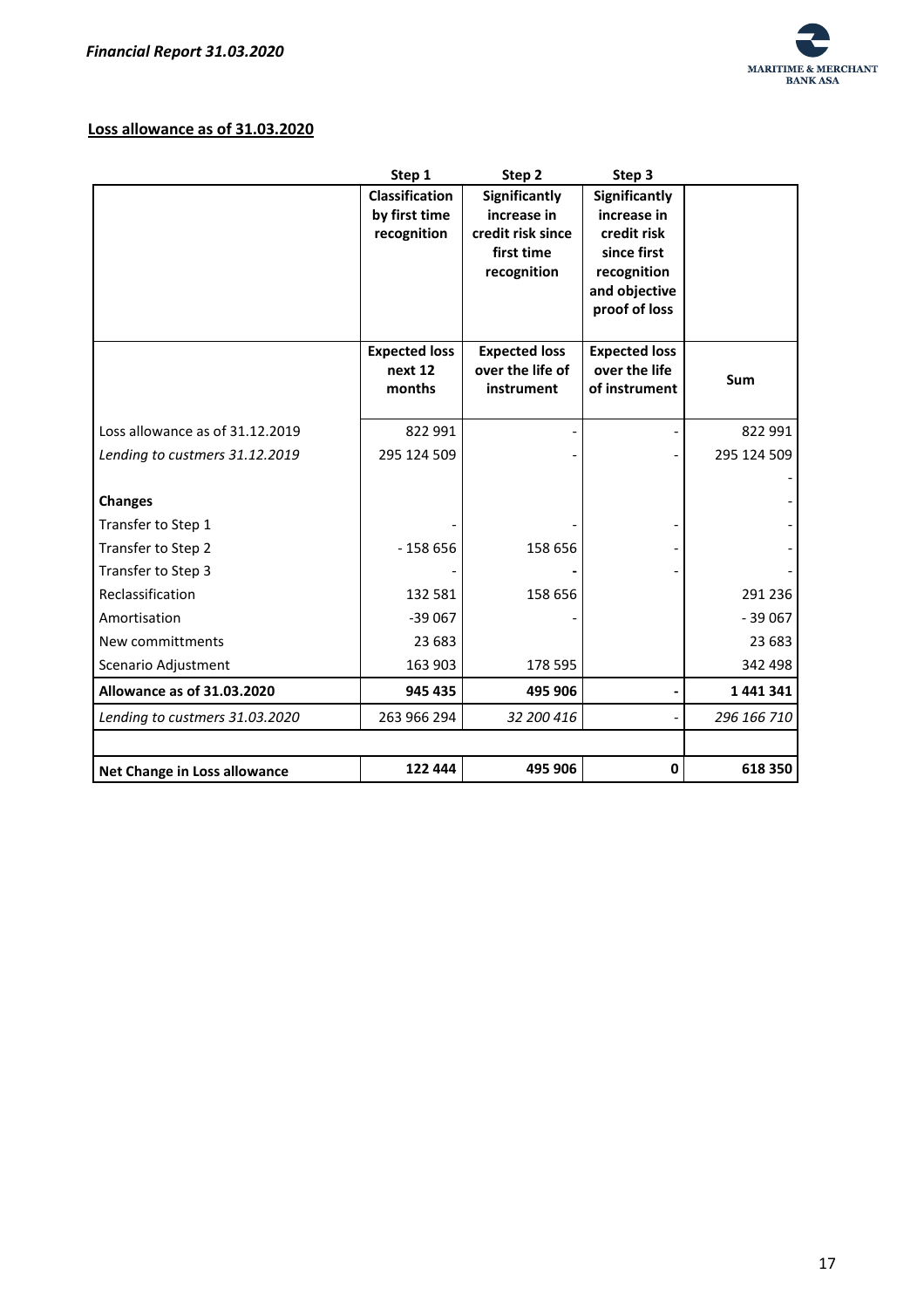**Loss allowance as of 31.03.2020**

| | Step 1 | Step 2 | Step 3 | |
|---|---|---|---|---|
| | Classification by first time recognition | Significantly increase in credit risk since first time recognition | Significantly increase in credit risk since first recognition and objective proof of loss | |
| | Expected loss next 12 months | Expected loss over the life of instrument | Expected loss over the life of instrument | Sum |
| Loss allowance as of 31.12.2019 | 822 991 | - | - | 822 991 |
| *Lending to custmers 31.12.2019* | 295 124 509 | - | - | 295 124 509 |
| | | | | - |
| **Changes** | | | | - |
| Transfer to Step 1 | - | - | - | - |
| Transfer to Step 2 | - 158 656 | 158 656 | - | - |
| Transfer to Step 3 | - | - | - | - |
| Reclassification | 132 581 | 158 656 | | 291 236 |
| Amortisation | -39 067 | - | | - 39 067 |
| New committments | 23 683 | | | 23 683 |
| Scenario Adjustment | 163 903 | 178 595 | | 342 498 |
| **Allowance as of 31.03.2020** | **945 435** | **495 906** | **-** | **1 441 341** |
| *Lending to custmers 31.03.2020* | 263 966 294 | *32 200 416* | - | *296 166 710* |
| | | | | |
| **Net Change in Loss allowance** | **122 444** | **495 906** | **0** | **618 350** |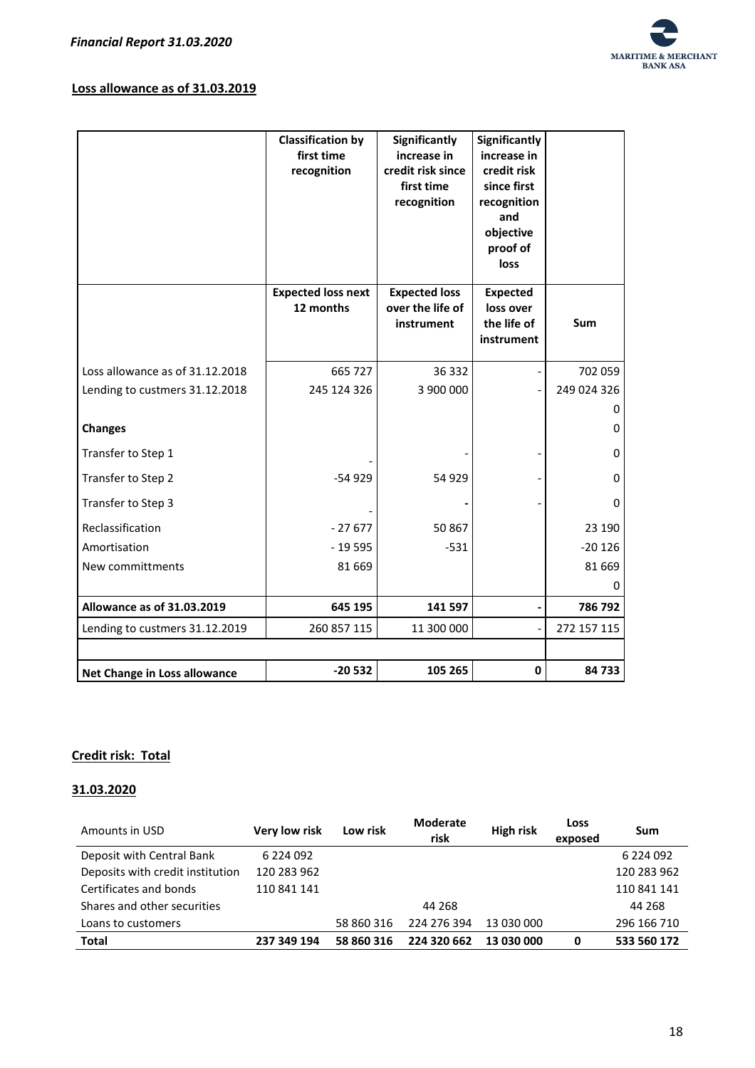**Loss allowance as of 31.03.2019**

| | Classification by first time recognition | Significantly increase in credit risk since first time recognition | Significantly increase in credit risk since first recognition and objective proof of loss | |
|---|---|---|---|---|
| | **Expected loss next 12 months** | **Expected loss over the life of instrument** | **Expected loss over the life of instrument** | **Sum** |
| Loss allowance as of 31.12.2018 | 665 727 | 36 332 | - | 702 059 |
| Lending to custmers 31.12.2018 | 245 124 326 | 3 900 000 | - | 249 024 326 |
| | | | | 0 |
| **Changes** | | | | 0 |
| Transfer to Step 1 | - | - | - | 0 |
| Transfer to Step 2 | -54 929 | 54 929 | - | 0 |
| Transfer to Step 3 | - | - | - | 0 |
| Reclassification | - 27 677 | 50 867 | | 23 190 |
| Amortisation | - 19 595 | -531 | | -20 126 |
| New committments | 81 669 | | | 81 669 |
| | | | | 0 |
| **Allowance as of 31.03.2019** | **645 195** | **141 597** | **-** | **786 792** |
| Lending to custmers 31.12.2019 | 260 857 115 | 11 300 000 | - | 272 157 115 |
| | | | | |
| **Net Change in Loss allowance** | **-20 532** | **105 265** | **0** | **84 733** |

**Credit risk: Total**

**31.03.2020**

| Amounts in USD | Very low risk | Low risk | Moderate risk | High risk | Loss exposed | Sum |
|---|---|---|---|---|---|---|
| Deposit with Central Bank | 6 224 092 | | | | | 6 224 092 |
| Deposits with credit institution | 120 283 962 | | | | | 120 283 962 |
| Certificates and bonds | 110 841 141 | | | | | 110 841 141 |
| Shares and other securities | | | 44 268 | | | 44 268 |
| Loans to customers | | 58 860 316 | 224 276 394 | 13 030 000 | | 296 166 710 |
| **Total** | **237 349 194** | **58 860 316** | **224 320 662** | **13 030 000** | **0** | **533 560 172** |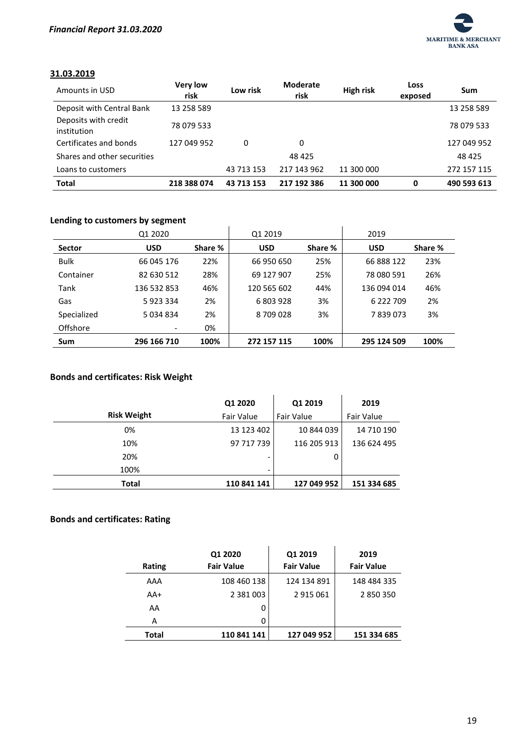**31.03.2019**

| Amounts in USD | Very low risk | Low risk | Moderate risk | High risk | Loss exposed | Sum |
|---|---|---|---|---|---|---|
| Deposit with Central Bank | 13 258 589 | | | | | 13 258 589 |
| Deposits with credit institution | 78 079 533 | | | | | 78 079 533 |
| Certificates and bonds | 127 049 952 | 0 | 0 | | | 127 049 952 |
| Shares and other securities | | | 48 425 | | | 48 425 |
| Loans to customers | | 43 713 153 | 217 143 962 | 11 300 000 | | 272 157 115 |
| **Total** | **218 388 074** | **43 713 153** | **217 192 386** | **11 300 000** | **0** | **490 593 613** |

### Lending to customers by segment

| | Q1 2020 | | Q1 2019 | | 2019 | |
|---|---|---|---|---|---|---|
| **Sector** | **USD** | **Share %** | **USD** | **Share %** | **USD** | **Share %** |
| Bulk | 66 045 176 | 22% | 66 950 650 | 25% | 66 888 122 | 23% |
| Container | 82 630 512 | 28% | 69 127 907 | 25% | 78 080 591 | 26% |
| Tank | 136 532 853 | 46% | 120 565 602 | 44% | 136 094 014 | 46% |
| Gas | 5 923 334 | 2% | 6 803 928 | 3% | 6 222 709 | 2% |
| Specialized | 5 034 834 | 2% | 8 709 028 | 3% | 7 839 073 | 3% |
| Offshore | - | 0% | | | | |
| **Sum** | **296 166 710** | **100%** | **272 157 115** | **100%** | **295 124 509** | **100%** |

### Bonds and certificates: Risk Weight

| | Q1 2020 | Q1 2019 | 2019 |
|---|---|---|---|
| **Risk Weight** | Fair Value | Fair Value | Fair Value |
| 0% | 13 123 402 | 10 844 039 | 14 710 190 |
| 10% | 97 717 739 | 116 205 913 | 136 624 495 |
| 20% | - | 0 | |
| 100% | - | | |
| **Total** | **110 841 141** | **127 049 952** | **151 334 685** |

### Bonds and certificates: Rating

| Rating | Q1 2020 Fair Value | Q1 2019 Fair Value | 2019 Fair Value |
|---|---|---|---|
| AAA | 108 460 138 | 124 134 891 | 148 484 335 |
| AA+ | 2 381 003 | 2 915 061 | 2 850 350 |
| AA | 0 | | |
| A | 0 | | |
| **Total** | **110 841 141** | **127 049 952** | **151 334 685** |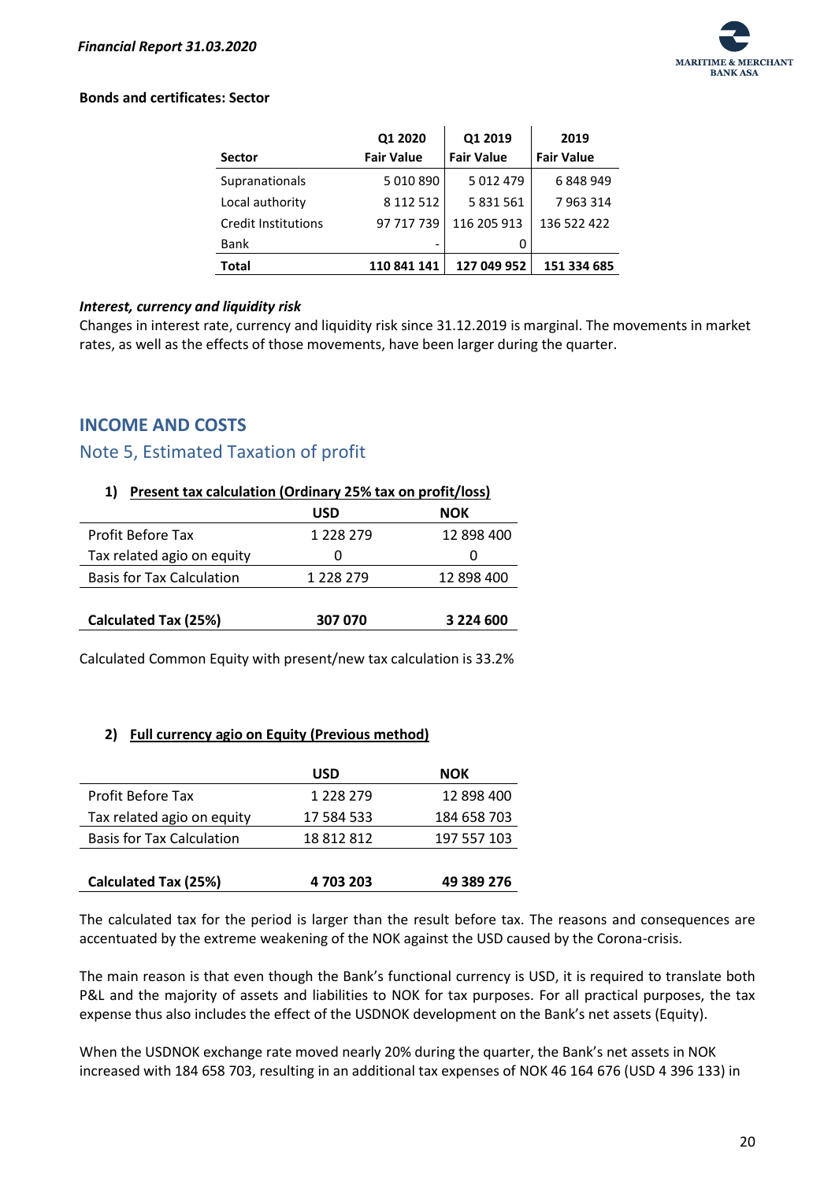**Bonds and certificates: Sector**

| Sector | Q1 2020 Fair Value | Q1 2019 Fair Value | 2019 Fair Value |
|---|---|---|---|
| Supranationals | 5 010 890 | 5 012 479 | 6 848 949 |
| Local authority | 8 112 512 | 5 831 561 | 7 963 314 |
| Credit Institutions | 97 717 739 | 116 205 913 | 136 522 422 |
| Bank | - | 0 | |
| **Total** | **110 841 141** | **127 049 952** | **151 334 685** |

***Interest, currency and liquidity risk***

Changes in interest rate, currency and liquidity risk since 31.12.2019 is marginal. The movements in market rates, as well as the effects of those movements, have been larger during the quarter.

## INCOME AND COSTS

### Note 5, Estimated Taxation of profit

**1) Present tax calculation (Ordinary 25% tax on profit/loss)**

| | USD | NOK |
|---|---|---|
| Profit Before Tax | 1 228 279 | 12 898 400 |
| Tax related agio on equity | 0 | 0 |
| Basis for Tax Calculation | 1 228 279 | 12 898 400 |
| | | |
| **Calculated Tax (25%)** | **307 070** | **3 224 600** |

Calculated Common Equity with present/new tax calculation is 33.2%

**2) Full currency agio on Equity (Previous method)**

| | USD | NOK |
|---|---|---|
| Profit Before Tax | 1 228 279 | 12 898 400 |
| Tax related agio on equity | 17 584 533 | 184 658 703 |
| Basis for Tax Calculation | 18 812 812 | 197 557 103 |
| | | |
| **Calculated Tax (25%)** | **4 703 203** | **49 389 276** |

The calculated tax for the period is larger than the result before tax. The reasons and consequences are accentuated by the extreme weakening of the NOK against the USD caused by the Corona-crisis.

The main reason is that even though the Bank's functional currency is USD, it is required to translate both P&L and the majority of assets and liabilities to NOK for tax purposes. For all practical purposes, the tax expense thus also includes the effect of the USDNOK development on the Bank's net assets (Equity).

When the USDNOK exchange rate moved nearly 20% during the quarter, the Bank's net assets in NOK increased with 184 658 703, resulting in an additional tax expenses of NOK 46 164 676 (USD 4 396 133) in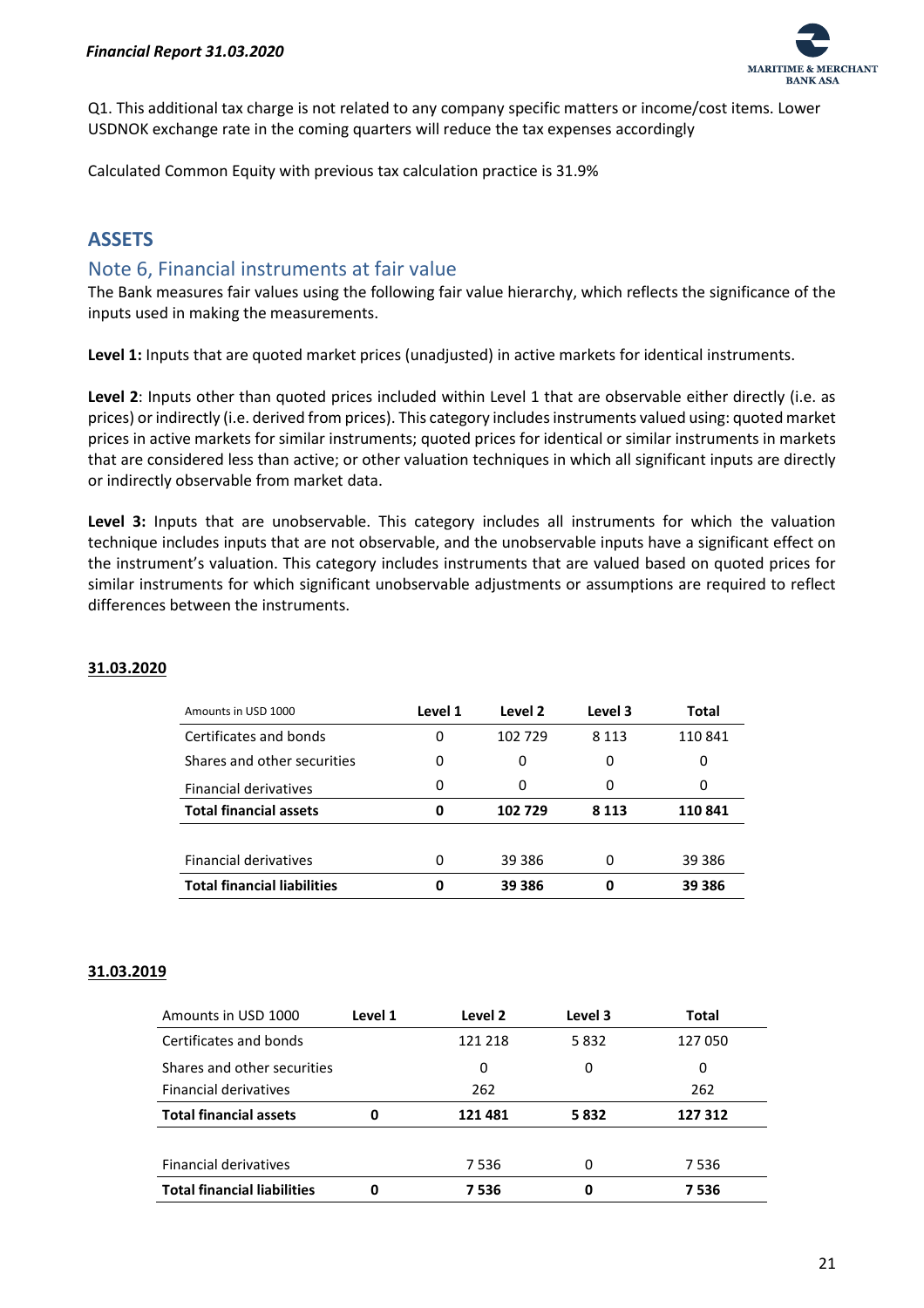Q1. This additional tax charge is not related to any company specific matters or income/cost items. Lower USDNOK exchange rate in the coming quarters will reduce the tax expenses accordingly

Calculated Common Equity with previous tax calculation practice is 31.9%

## ASSETS

### Note 6, Financial instruments at fair value

The Bank measures fair values using the following fair value hierarchy, which reflects the significance of the inputs used in making the measurements.

**Level 1:** Inputs that are quoted market prices (unadjusted) in active markets for identical instruments.

**Level 2**: Inputs other than quoted prices included within Level 1 that are observable either directly (i.e. as prices) or indirectly (i.e. derived from prices). This category includes instruments valued using: quoted market prices in active markets for similar instruments; quoted prices for identical or similar instruments in markets that are considered less than active; or other valuation techniques in which all significant inputs are directly or indirectly observable from market data.

**Level 3:** Inputs that are unobservable. This category includes all instruments for which the valuation technique includes inputs that are not observable, and the unobservable inputs have a significant effect on the instrument's valuation. This category includes instruments that are valued based on quoted prices for similar instruments for which significant unobservable adjustments or assumptions are required to reflect differences between the instruments.

**31.03.2020**

| Amounts in USD 1000 | Level 1 | Level 2 | Level 3 | Total |
|---|---|---|---|---|
| Certificates and bonds | 0 | 102 729 | 8 113 | 110 841 |
| Shares and other securities | 0 | 0 | 0 | 0 |
| Financial derivatives | 0 | 0 | 0 | 0 |
| **Total financial assets** | **0** | **102 729** | **8 113** | **110 841** |
| | | | | |
| Financial derivatives | 0 | 39 386 | 0 | 39 386 |
| **Total financial liabilities** | **0** | **39 386** | **0** | **39 386** |

**31.03.2019**

| Amounts in USD 1000 | Level 1 | Level 2 | Level 3 | Total |
|---|---|---|---|---|
| Certificates and bonds | | 121 218 | 5 832 | 127 050 |
| Shares and other securities | | 0 | 0 | 0 |
| Financial derivatives | | 262 | | 262 |
| **Total financial assets** | **0** | **121 481** | **5 832** | **127 312** |
| | | | | |
| Financial derivatives | | 7 536 | 0 | 7 536 |
| **Total financial liabilities** | **0** | **7 536** | **0** | **7 536** |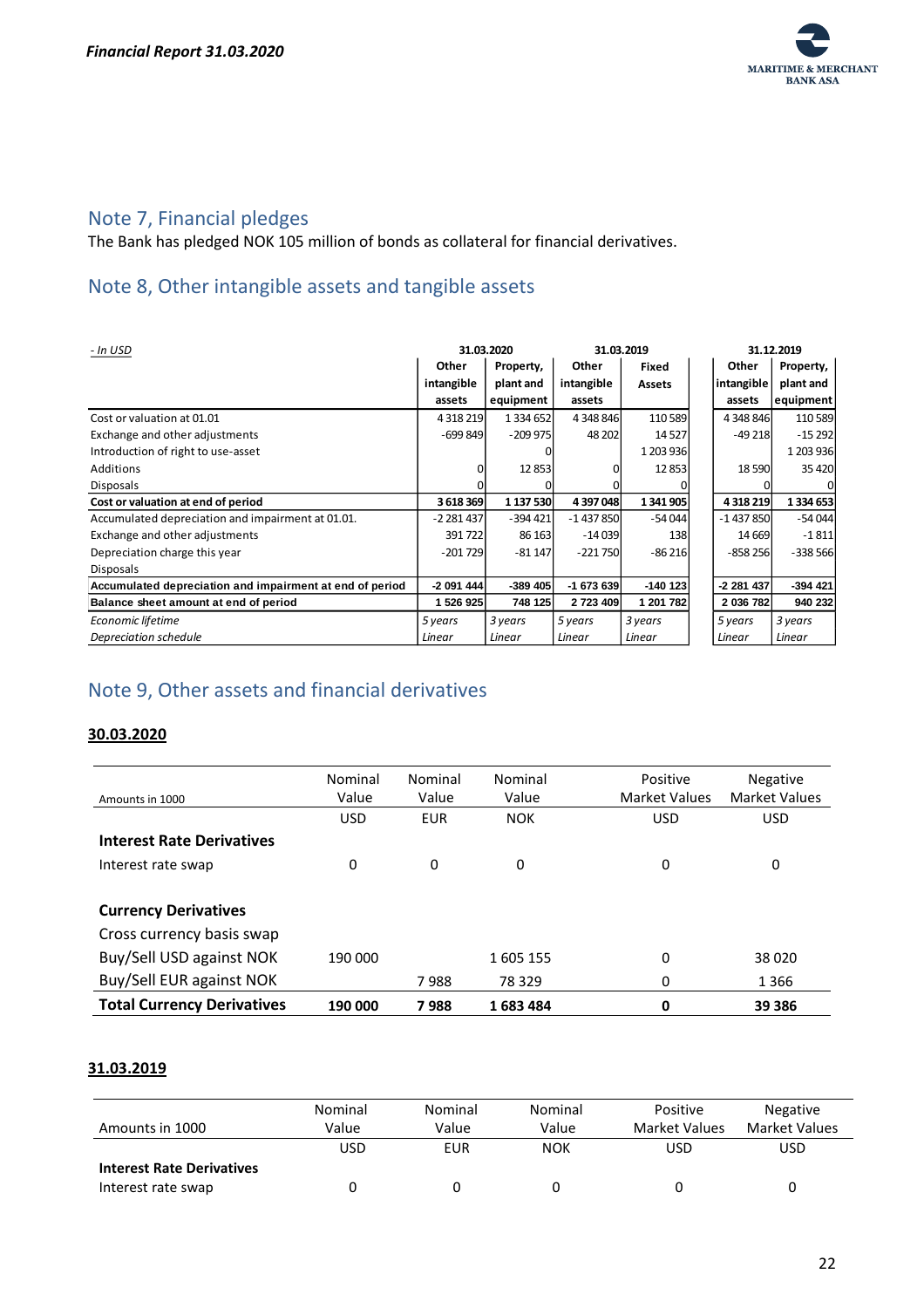## Note 7, Financial pledges

The Bank has pledged NOK 105 million of bonds as collateral for financial derivatives.

## Note 8, Other intangible assets and tangible assets

| *- In USD* | 31.03.2020 | | 31.03.2019 | | 31.12.2019 | |
|---|---|---|---|---|---|---|
| | **Other intangible assets** | **Property, plant and equipment** | **Other intangible assets** | **Fixed Assets** | **Other intangible assets** | **Property, plant and equipment** |
| Cost or valuation at 01.01 | 4 318 219 | 1 334 652 | 4 348 846 | 110 589 | 4 348 846 | 110 589 |
| Exchange and other adjustments | -699 849 | -209 975 | 48 202 | 14 527 | -49 218 | -15 292 |
| Introduction of right to use-asset | | 0 | | 1 203 936 | | 1 203 936 |
| Additions | 0 | 12 853 | 0 | 12 853 | 18 590 | 35 420 |
| Disposals | 0 | 0 | 0 | 0 | 0 | 0 |
| **Cost or valuation at end of period** | **3 618 369** | **1 137 530** | **4 397 048** | **1 341 905** | **4 318 219** | **1 334 653** |
| Accumulated depreciation and impairment at 01.01. | -2 281 437 | -394 421 | -1 437 850 | -54 044 | -1 437 850 | -54 044 |
| Exchange and other adjustments | 391 722 | 86 163 | -14 039 | 138 | 14 669 | -1 811 |
| Depreciation charge this year | -201 729 | -81 147 | -221 750 | -86 216 | -858 256 | -338 566 |
| Disposals | | | | | | |
| **Accumulated depreciation and impairment at end of period** | **-2 091 444** | **-389 405** | **-1 673 639** | **-140 123** | **-2 281 437** | **-394 421** |
| **Balance sheet amount at end of period** | **1 526 925** | **748 125** | **2 723 409** | **1 201 782** | **2 036 782** | **940 232** |
| *Economic lifetime* | *5 years* | *3 years* | *5 years* | *3 years* | *5 years* | *3 years* |
| *Depreciation schedule* | *Linear* | *Linear* | *Linear* | *Linear* | *Linear* | *Linear* |

## Note 9, Other assets and financial derivatives

**30.03.2020**

| Amounts in 1000 | Nominal Value | Nominal Value | Nominal Value | Positive Market Values | Negative Market Values |
|---|---|---|---|---|---|
| | USD | EUR | NOK | USD | USD |
| **Interest Rate Derivatives** | | | | | |
| Interest rate swap | 0 | 0 | 0 | 0 | 0 |
| | | | | | |
| **Currency Derivatives** | | | | | |
| Cross currency basis swap | | | | | |
| Buy/Sell USD against NOK | 190 000 | | 1 605 155 | 0 | 38 020 |
| Buy/Sell EUR against NOK | | 7 988 | 78 329 | 0 | 1 366 |
| **Total Currency Derivatives** | **190 000** | **7 988** | **1 683 484** | **0** | **39 386** |

**31.03.2019**

| Amounts in 1000 | Nominal Value | Nominal Value | Nominal Value | Positive Market Values | Negative Market Values |
|---|---|---|---|---|---|
| | USD | EUR | NOK | USD | USD |
| **Interest Rate Derivatives** | | | | | |
| Interest rate swap | 0 | 0 | 0 | 0 | 0 |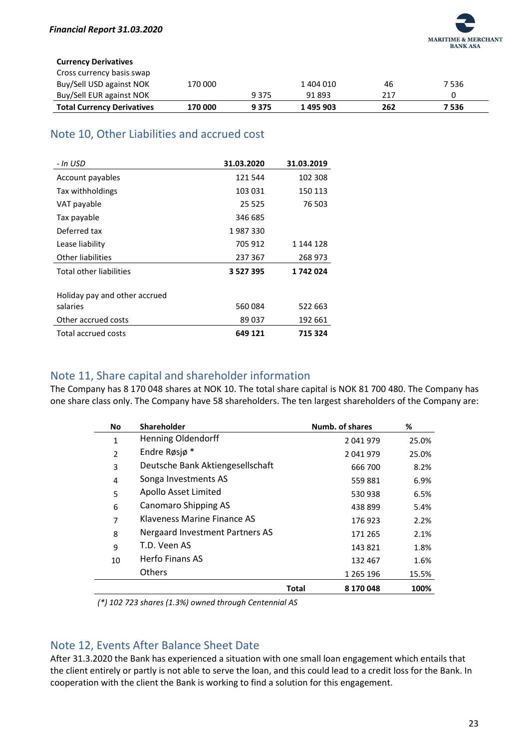| **Currency Derivatives** | | | | | |
|---|---|---|---|---|---|
| Cross currency basis swap | | | | | |
| Buy/Sell USD against NOK | 170 000 | | 1 404 010 | 46 | 7 536 |
| Buy/Sell EUR against NOK | | 9 375 | 91 893 | 217 | 0 |
| **Total Currency Derivatives** | **170 000** | **9 375** | **1 495 903** | **262** | **7 536** |

## Note 10, Other Liabilities and accrued cost

| *- In USD* | **31.03.2020** | **31.03.2019** |
|---|---|---|
| Account payables | 121 544 | 102 308 |
| Tax withholdings | 103 031 | 150 113 |
| VAT payable | 25 525 | 76 503 |
| Tax payable | 346 685 | |
| Deferred tax | 1 987 330 | |
| Lease liability | 705 912 | 1 144 128 |
| Other liabilities | 237 367 | 268 973 |
| Total other liabilities | **3 527 395** | **1 742 024** |
| | | |
| Holiday pay and other accrued salaries | 560 084 | 522 663 |
| Other accrued costs | 89 037 | 192 661 |
| Total accrued costs | **649 121** | **715 324** |

## Note 11, Share capital and shareholder information

The Company has 8 170 048 shares at NOK 10. The total share capital is NOK 81 700 480. The Company has one share class only. The Company have 58 shareholders. The ten largest shareholders of the Company are:

| **No** | **Shareholder** | | **Numb. of shares** | **%** |
|---|---|---|---|---|
| 1 | Henning Oldendorff | | 2 041 979 | 25.0% |
| 2 | Endre Røsjø * | | 2 041 979 | 25.0% |
| 3 | Deutsche Bank Aktiengesellschaft | | 666 700 | 8.2% |
| 4 | Songa Investments AS | | 559 881 | 6.9% |
| 5 | Apollo Asset Limited | | 530 938 | 6.5% |
| 6 | Canomaro Shipping AS | | 438 899 | 5.4% |
| 7 | Klaveness Marine Finance AS | | 176 923 | 2.2% |
| 8 | Nergaard Investment Partners AS | | 171 265 | 2.1% |
| 9 | T.D. Veen AS | | 143 821 | 1.8% |
| 10 | Herfo Finans AS | | 132 467 | 1.6% |
| | Others | | 1 265 196 | 15.5% |
| | | **Total** | **8 170 048** | **100%** |

*(\*) 102 723 shares (1.3%) owned through Centennial AS*

## Note 12, Events After Balance Sheet Date

After 31.3.2020 the Bank has experienced a situation with one small loan engagement which entails that the client entirely or partly is not able to serve the loan, and this could lead to a credit loss for the Bank. In cooperation with the client the Bank is working to find a solution for this engagement.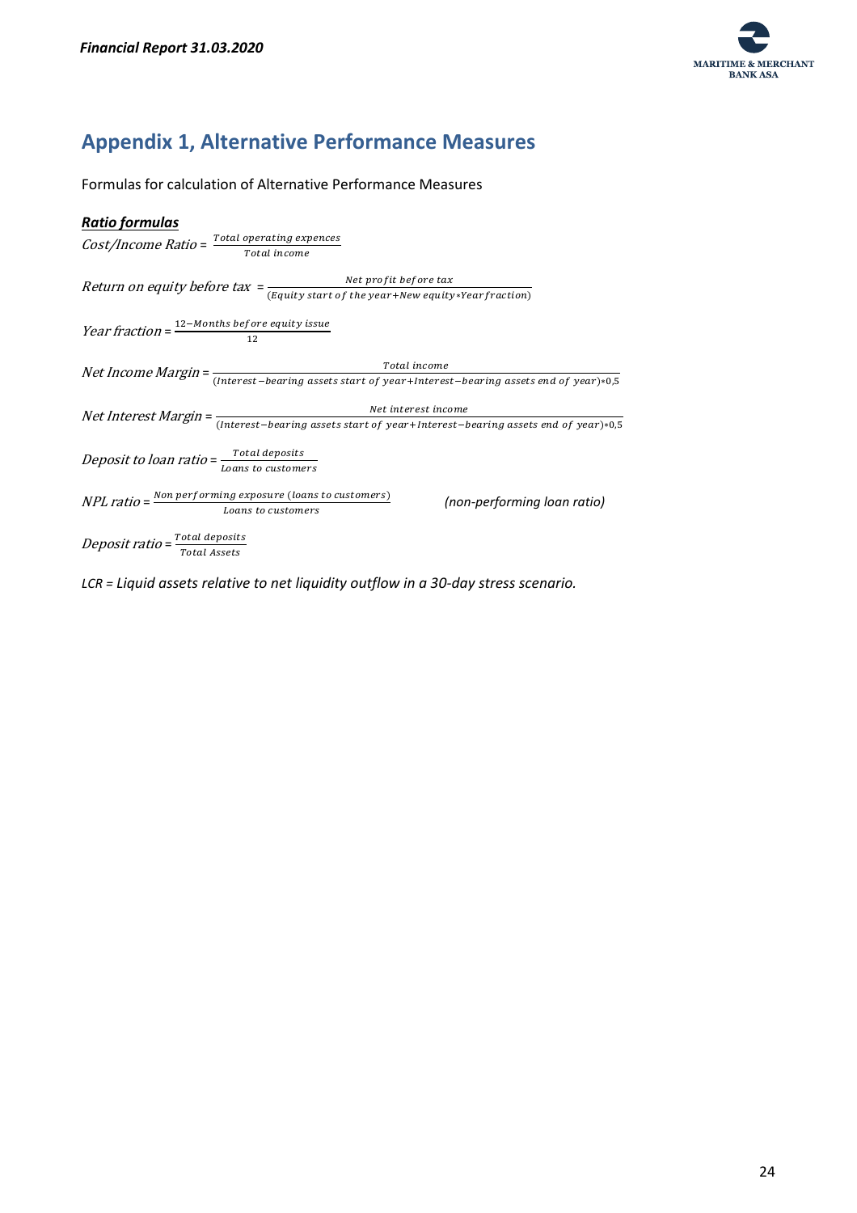## Appendix 1, Alternative Performance Measures

Formulas for calculation of Alternative Performance Measures

***Ratio formulas***

$$\text{Cost/Income Ratio} = \frac{\text{Total operating expences}}{\text{Total income}}$$

$$\text{Return on equity before tax} = \frac{\text{Net profit before tax}}{(\text{Equity start of the year} + \text{New equity} * \text{Year fraction})}$$

$$\text{Year fraction} = \frac{12 - \text{Months before equity issue}}{12}$$

$$\text{Net Income Margin} = \frac{\text{Total income}}{(\text{Interest-bearing assets start of year} + \text{Interest-bearing assets end of year}) * 0{,}5}$$

$$\text{Net Interest Margin} = \frac{\text{Net interest income}}{(\text{Interest-bearing assets start of year} + \text{Interest-bearing assets end of year}) * 0{,}5}$$

$$\text{Deposit to loan ratio} = \frac{\text{Total deposits}}{\text{Loans to customers}}$$

$$\text{NPL ratio} = \frac{\text{Non performing exposure (loans to customers)}}{\text{Loans to customers}}$$

*(non-performing loan ratio)*

$$\text{Deposit ratio} = \frac{\text{Total deposits}}{\text{Total Assets}}$$

*LCR = Liquid assets relative to net liquidity outflow in a 30-day stress scenario.*